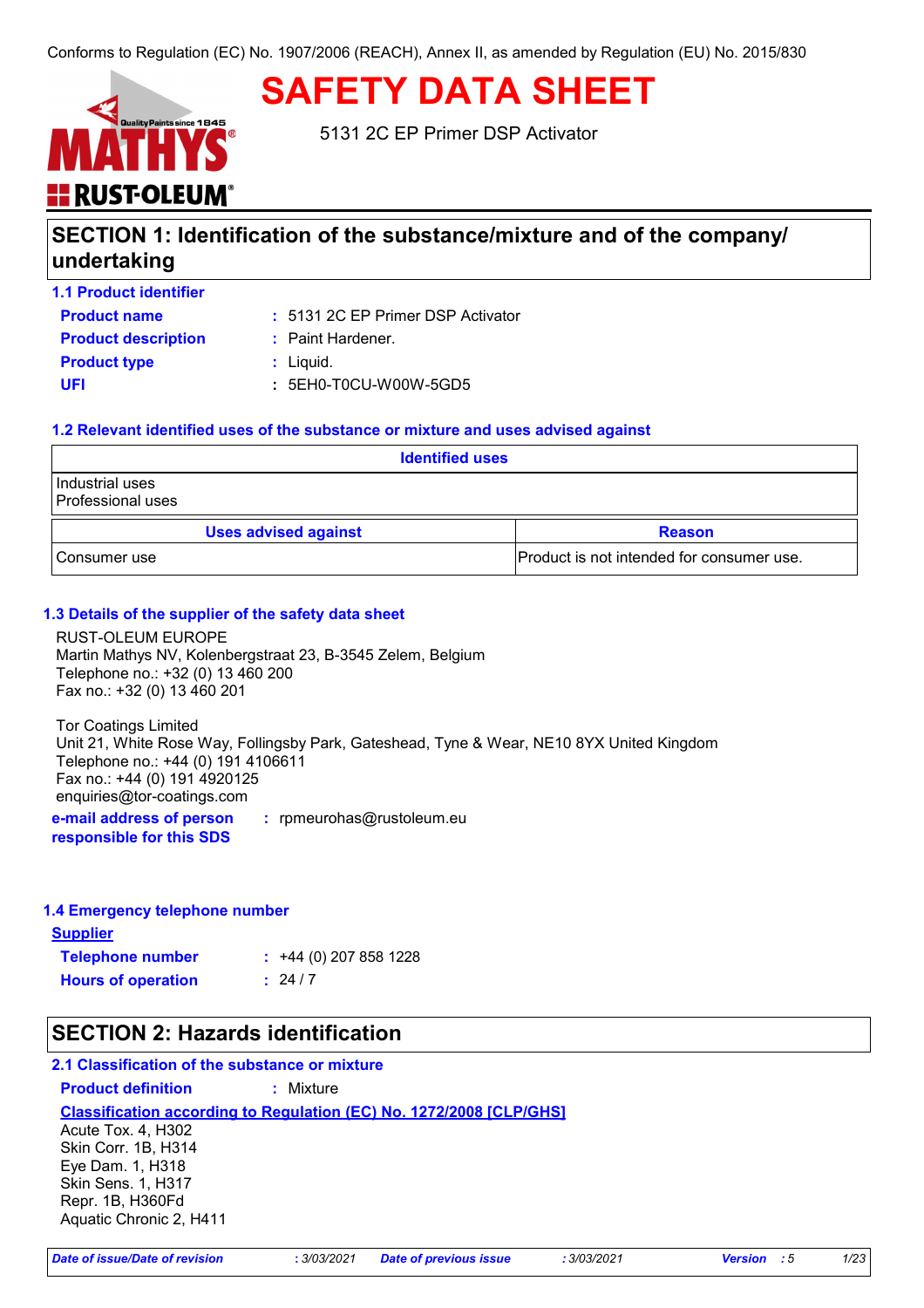Conforms to Regulation (EC) No. 1907/2006 (REACH), Annex II, as amended by Regulation (EU) No. 2015/830

# SAFETY DATA SHEET

5131 2C EP Primer DSP Activator

## SECTION 1: Identification of the substance/mixture and of the company/ undertaking

### 1.1 Product identifier

**Product name** : 5131 2C EP Primer DSP Activator

**Product description** : Paint Hardener.

**Product type** : Liquid.

**UFI** : 5EH0-T0CU-W00W-5GD5

### 1.2 Relevant identified uses of the substance or mixture and uses advised against

| Identified uses |
|---|
| Industrial uses<br>Professional uses |

| Uses advised against | Reason |
|---|---|
| Consumer use | Product is not intended for consumer use. |

### 1.3 Details of the supplier of the safety data sheet

RUST-OLEUM EUROPE
Martin Mathys NV, Kolenbergstraat 23, B-3545 Zelem, Belgium
Telephone no.: +32 (0) 13 460 200
Fax no.: +32 (0) 13 460 201

Tor Coatings Limited
Unit 21, White Rose Way, Follingsby Park, Gateshead, Tyne & Wear, NE10 8YX United Kingdom
Telephone no.: +44 (0) 191 4106611
Fax no.: +44 (0) 191 4920125
enquiries@tor-coatings.com

**e-mail address of person responsible for this SDS** : rpmeurohas@rustoleum.eu

### 1.4 Emergency telephone number

**Supplier**

**Telephone number** : +44 (0) 207 858 1228

**Hours of operation** : 24 / 7

## SECTION 2: Hazards identification

### 2.1 Classification of the substance or mixture

**Product definition** : Mixture

**Classification according to Regulation (EC) No. 1272/2008 [CLP/GHS]**

Acute Tox. 4, H302
Skin Corr. 1B, H314
Eye Dam. 1, H318
Skin Sens. 1, H317
Repr. 1B, H360Fd
Aquatic Chronic 2, H411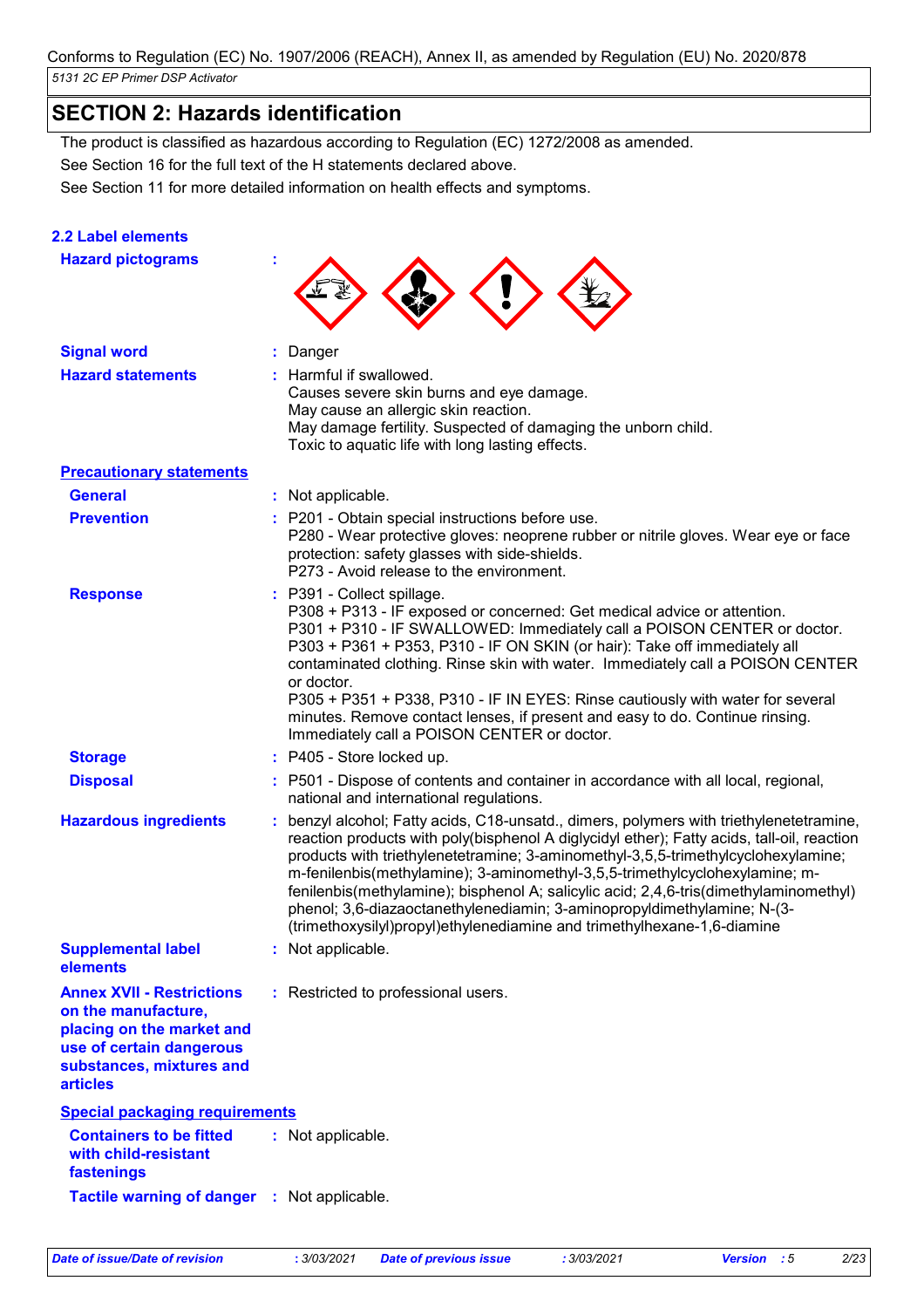## SECTION 2: Hazards identification

The product is classified as hazardous according to Regulation (EC) 1272/2008 as amended.

See Section 16 for the full text of the H statements declared above.

See Section 11 for more detailed information on health effects and symptoms.

### 2.2 Label elements

**Hazard pictograms** :

**Signal word** : Danger

**Hazard statements** : Harmful if swallowed.
Causes severe skin burns and eye damage.
May cause an allergic skin reaction.
May damage fertility. Suspected of damaging the unborn child.
Toxic to aquatic life with long lasting effects.

**Precautionary statements**

**General** : Not applicable.

**Prevention** : P201 - Obtain special instructions before use.
P280 - Wear protective gloves: neoprene rubber or nitrile gloves. Wear eye or face protection: safety glasses with side-shields.
P273 - Avoid release to the environment.

**Response** : P391 - Collect spillage.
P308 + P313 - IF exposed or concerned: Get medical advice or attention.
P301 + P310 - IF SWALLOWED: Immediately call a POISON CENTER or doctor.
P303 + P361 + P353, P310 - IF ON SKIN (or hair): Take off immediately all contaminated clothing. Rinse skin with water. Immediately call a POISON CENTER or doctor.
P305 + P351 + P338, P310 - IF IN EYES: Rinse cautiously with water for several minutes. Remove contact lenses, if present and easy to do. Continue rinsing. Immediately call a POISON CENTER or doctor.

**Storage** : P405 - Store locked up.

**Disposal** : P501 - Dispose of contents and container in accordance with all local, regional, national and international regulations.

**Hazardous ingredients** : benzyl alcohol; Fatty acids, C18-unsatd., dimers, polymers with triethylenetetramine, reaction products with poly(bisphenol A diglycidyl ether); Fatty acids, tall-oil, reaction products with triethylenetetramine; 3-aminomethyl-3,5,5-trimethylcyclohexylamine; m-fenilenbis(methylamine); 3-aminomethyl-3,5,5-trimethylcyclohexylamine; m-fenilenbis(methylamine); bisphenol A; salicylic acid; 2,4,6-tris(dimethylaminomethyl) phenol; 3,6-diazaoctanethylenediamin; 3-aminopropyldimethylamine; N-(3-(trimethoxysilyl)propyl)ethylenediamine and trimethylhexane-1,6-diamine

**Supplemental label elements** : Not applicable.

**Annex XVII - Restrictions on the manufacture, placing on the market and use of certain dangerous substances, mixtures and articles** : Restricted to professional users.

**Special packaging requirements**

**Containers to be fitted with child-resistant fastenings** : Not applicable.

**Tactile warning of danger** : Not applicable.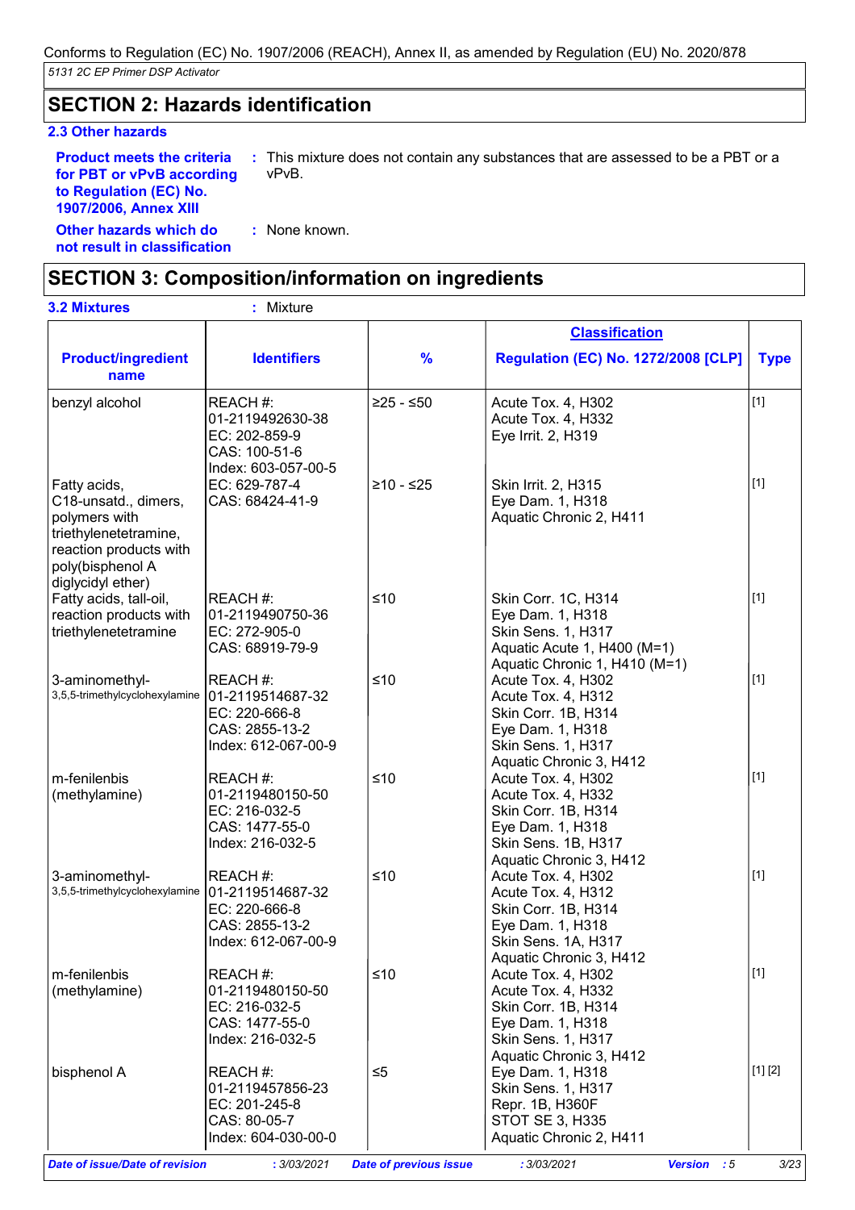## SECTION 2: Hazards identification

### 2.3 Other hazards

**Product meets the criteria for PBT or vPvB according to Regulation (EC) No. 1907/2006, Annex XIII** : This mixture does not contain any substances that are assessed to be a PBT or a vPvB.

**Other hazards which do not result in classification** : None known.

## SECTION 3: Composition/information on ingredients

**3.2 Mixtures** : Mixture

| Product/ingredient name | Identifiers | % | Classification Regulation (EC) No. 1272/2008 [CLP] | Type |
|---|---|---|---|---|
| benzyl alcohol | REACH #: 01-2119492630-38<br>EC: 202-859-9<br>CAS: 100-51-6<br>Index: 603-057-00-5 | ≥25 - ≤50 | Acute Tox. 4, H302<br>Acute Tox. 4, H332<br>Eye Irrit. 2, H319 | [1] |
| Fatty acids, C18-unsatd., dimers, polymers with triethylenetetramine, reaction products with poly(bisphenol A diglycidyl ether) | EC: 629-787-4<br>CAS: 68424-41-9 | ≥10 - ≤25 | Skin Irrit. 2, H315<br>Eye Dam. 1, H318<br>Aquatic Chronic 2, H411 | [1] |
| Fatty acids, tall-oil, reaction products with triethylenetetramine | REACH #: 01-2119490750-36<br>EC: 272-905-0<br>CAS: 68919-79-9 | ≤10 | Skin Corr. 1C, H314<br>Eye Dam. 1, H318<br>Skin Sens. 1, H317<br>Aquatic Acute 1, H400 (M=1)<br>Aquatic Chronic 1, H410 (M=1) | [1] |
| 3-aminomethyl-3,5,5-trimethylcyclohexylamine | REACH #: 01-2119514687-32<br>EC: 220-666-8<br>CAS: 2855-13-2<br>Index: 612-067-00-9 | ≤10 | Acute Tox. 4, H302<br>Acute Tox. 4, H312<br>Skin Corr. 1B, H314<br>Eye Dam. 1, H318<br>Skin Sens. 1, H317<br>Aquatic Chronic 3, H412 | [1] |
| m-fenilenbis (methylamine) | REACH #: 01-2119480150-50<br>EC: 216-032-5<br>CAS: 1477-55-0<br>Index: 216-032-5 | ≤10 | Acute Tox. 4, H302<br>Acute Tox. 4, H332<br>Skin Corr. 1B, H314<br>Eye Dam. 1, H318<br>Skin Sens. 1B, H317<br>Aquatic Chronic 3, H412 | [1] |
| 3-aminomethyl-3,5,5-trimethylcyclohexylamine | REACH #: 01-2119514687-32<br>EC: 220-666-8<br>CAS: 2855-13-2<br>Index: 612-067-00-9 | ≤10 | Acute Tox. 4, H302<br>Acute Tox. 4, H312<br>Skin Corr. 1B, H314<br>Eye Dam. 1, H318<br>Skin Sens. 1A, H317<br>Aquatic Chronic 3, H412 | [1] |
| m-fenilenbis (methylamine) | REACH #: 01-2119480150-50<br>EC: 216-032-5<br>CAS: 1477-55-0<br>Index: 216-032-5 | ≤10 | Acute Tox. 4, H302<br>Acute Tox. 4, H332<br>Skin Corr. 1B, H314<br>Eye Dam. 1, H318<br>Skin Sens. 1, H317<br>Aquatic Chronic 3, H412 | [1] |
| bisphenol A | REACH #: 01-2119457856-23<br>EC: 201-245-8<br>CAS: 80-05-7<br>Index: 604-030-00-0 | ≤5 | Eye Dam. 1, H318<br>Skin Sens. 1, H317<br>Repr. 1B, H360F<br>STOT SE 3, H335<br>Aquatic Chronic 2, H411 | [1] [2] |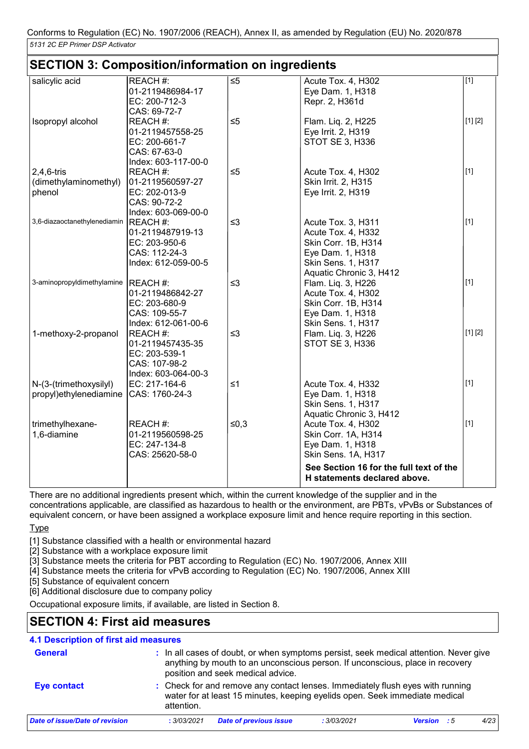Conforms to Regulation (EC) No. 1907/2006 (REACH), Annex II, as amended by Regulation (EU) No. 2020/878

*5131 2C EP Primer DSP Activator*

## SECTION 3: Composition/information on ingredients

| | | | | |
|---|---|---|---|---|
| salicylic acid | REACH #: 01-2119486984-17<br>EC: 200-712-3<br>CAS: 69-72-7 | ≤5 | Acute Tox. 4, H302<br>Eye Dam. 1, H318<br>Repr. 2, H361d | [1] |
| Isopropyl alcohol | REACH #: 01-2119457558-25<br>EC: 200-661-7<br>CAS: 67-63-0<br>Index: 603-117-00-0 | ≤5 | Flam. Liq. 2, H225<br>Eye Irrit. 2, H319<br>STOT SE 3, H336 | [1] [2] |
| 2,4,6-tris (dimethylaminomethyl) phenol | REACH #: 01-2119560597-27<br>EC: 202-013-9<br>CAS: 90-72-2<br>Index: 603-069-00-0 | ≤5 | Acute Tox. 4, H302<br>Skin Irrit. 2, H315<br>Eye Irrit. 2, H319 | [1] |
| 3,6-diazaoctanethylenediamin | REACH #: 01-2119487919-13<br>EC: 203-950-6<br>CAS: 112-24-3<br>Index: 612-059-00-5 | ≤3 | Acute Tox. 3, H311<br>Acute Tox. 4, H332<br>Skin Corr. 1B, H314<br>Eye Dam. 1, H318<br>Skin Sens. 1, H317<br>Aquatic Chronic 3, H412 | [1] |
| 3-aminopropyldimethylamine | REACH #: 01-2119486842-27<br>EC: 203-680-9<br>CAS: 109-55-7<br>Index: 612-061-00-6 | ≤3 | Flam. Liq. 3, H226<br>Acute Tox. 4, H302<br>Skin Corr. 1B, H314<br>Eye Dam. 1, H318<br>Skin Sens. 1, H317 | [1] |
| 1-methoxy-2-propanol | REACH #: 01-2119457435-35<br>EC: 203-539-1<br>CAS: 107-98-2<br>Index: 603-064-00-3 | ≤3 | Flam. Liq. 3, H226<br>STOT SE 3, H336 | [1] [2] |
| N-(3-(trimethoxysilyl) propyl)ethylenediamine | EC: 217-164-6<br>CAS: 1760-24-3 | ≤1 | Acute Tox. 4, H332<br>Eye Dam. 1, H318<br>Skin Sens. 1, H317<br>Aquatic Chronic 3, H412 | [1] |
| trimethylhexane-1,6-diamine | REACH #: 01-2119560598-25<br>EC: 247-134-8<br>CAS: 25620-58-0 | ≤0,3 | Acute Tox. 4, H302<br>Skin Corr. 1A, H314<br>Eye Dam. 1, H318<br>Skin Sens. 1A, H317 | [1] |
| | | | **See Section 16 for the full text of the H statements declared above.** | |

There are no additional ingredients present which, within the current knowledge of the supplier and in the concentrations applicable, are classified as hazardous to health or the environment, are PBTs, vPvBs or Substances of equivalent concern, or have been assigned a workplace exposure limit and hence require reporting in this section.

Type

[1] Substance classified with a health or environmental hazard
[2] Substance with a workplace exposure limit
[3] Substance meets the criteria for PBT according to Regulation (EC) No. 1907/2006, Annex XIII
[4] Substance meets the criteria for vPvB according to Regulation (EC) No. 1907/2006, Annex XIII
[5] Substance of equivalent concern
[6] Additional disclosure due to company policy

Occupational exposure limits, if available, are listed in Section 8.

## SECTION 4: First aid measures

### 4.1 Description of first aid measures

**General** : In all cases of doubt, or when symptoms persist, seek medical attention. Never give anything by mouth to an unconscious person. If unconscious, place in recovery position and seek medical advice.

**Eye contact** : Check for and remove any contact lenses. Immediately flush eyes with running water for at least 15 minutes, keeping eyelids open. Seek immediate medical attention.

*Date of issue/Date of revision* : 3/03/2021 *Date of previous issue* : 3/03/2021 *Version* : 5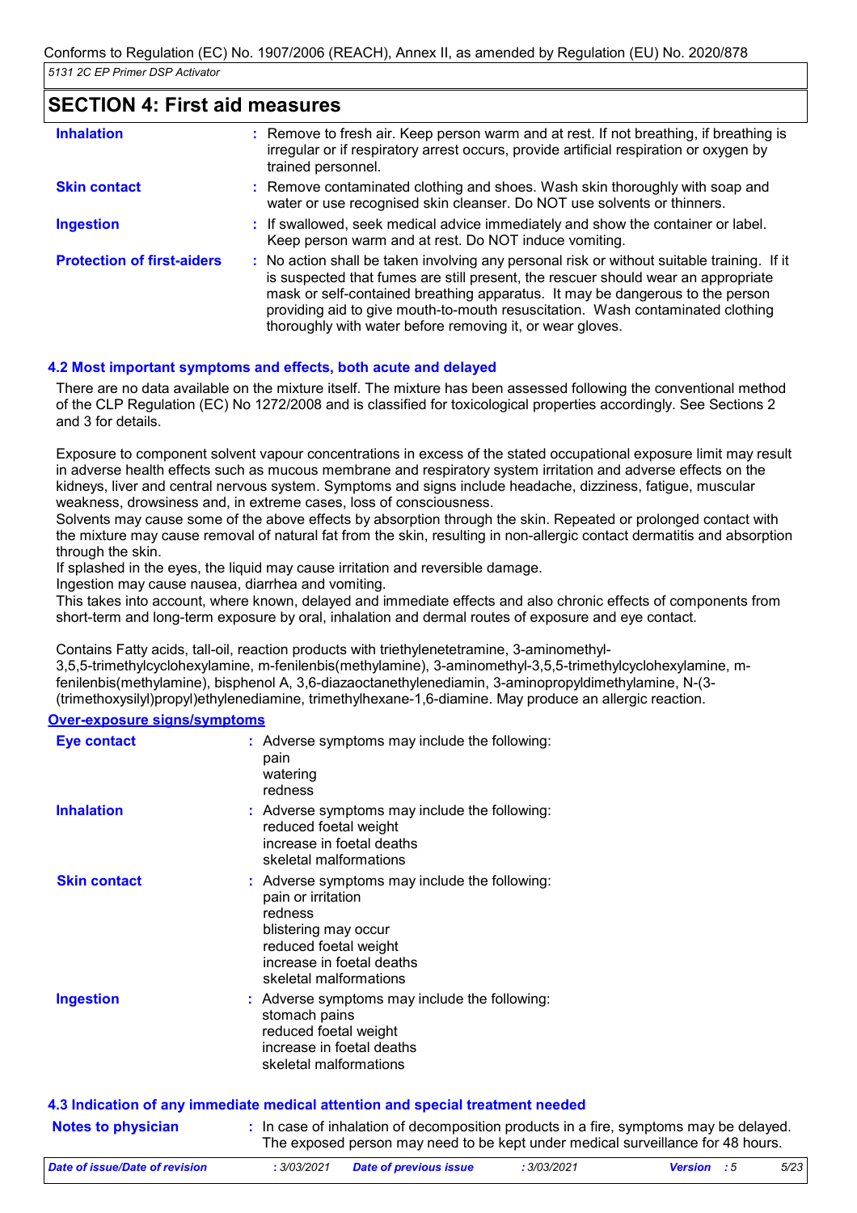## SECTION 4: First aid measures

| | |
|---|---|
| **Inhalation** | : Remove to fresh air. Keep person warm and at rest. If not breathing, if breathing is irregular or if respiratory arrest occurs, provide artificial respiration or oxygen by trained personnel. |
| **Skin contact** | : Remove contaminated clothing and shoes. Wash skin thoroughly with soap and water or use recognised skin cleanser. Do NOT use solvents or thinners. |
| **Ingestion** | : If swallowed, seek medical advice immediately and show the container or label. Keep person warm and at rest. Do NOT induce vomiting. |
| **Protection of first-aiders** | : No action shall be taken involving any personal risk or without suitable training. If it is suspected that fumes are still present, the rescuer should wear an appropriate mask or self-contained breathing apparatus. It may be dangerous to the person providing aid to give mouth-to-mouth resuscitation. Wash contaminated clothing thoroughly with water before removing it, or wear gloves. |

### 4.2 Most important symptoms and effects, both acute and delayed

There are no data available on the mixture itself. The mixture has been assessed following the conventional method of the CLP Regulation (EC) No 1272/2008 and is classified for toxicological properties accordingly. See Sections 2 and 3 for details.

Exposure to component solvent vapour concentrations in excess of the stated occupational exposure limit may result in adverse health effects such as mucous membrane and respiratory system irritation and adverse effects on the kidneys, liver and central nervous system. Symptoms and signs include headache, dizziness, fatigue, muscular weakness, drowsiness and, in extreme cases, loss of consciousness.
Solvents may cause some of the above effects by absorption through the skin. Repeated or prolonged contact with the mixture may cause removal of natural fat from the skin, resulting in non-allergic contact dermatitis and absorption through the skin.
If splashed in the eyes, the liquid may cause irritation and reversible damage.
Ingestion may cause nausea, diarrhea and vomiting.
This takes into account, where known, delayed and immediate effects and also chronic effects of components from short-term and long-term exposure by oral, inhalation and dermal routes of exposure and eye contact.

Contains Fatty acids, tall-oil, reaction products with triethylenetetramine, 3-aminomethyl-3,5,5-trimethylcyclohexylamine, m-fenilenbis(methylamine), 3-aminomethyl-3,5,5-trimethylcyclohexylamine, m-fenilenbis(methylamine), bisphenol A, 3,6-diazaoctanethylenediamin, 3-aminopropyldimethylamine, N-(3-(trimethoxysilyl)propyl)ethylenediamine, trimethylhexane-1,6-diamine. May produce an allergic reaction.

**Over-exposure signs/symptoms**

| | |
|---|---|
| **Eye contact** | : Adverse symptoms may include the following:<br>pain<br>watering<br>redness |
| **Inhalation** | : Adverse symptoms may include the following:<br>reduced foetal weight<br>increase in foetal deaths<br>skeletal malformations |
| **Skin contact** | : Adverse symptoms may include the following:<br>pain or irritation<br>redness<br>blistering may occur<br>reduced foetal weight<br>increase in foetal deaths<br>skeletal malformations |
| **Ingestion** | : Adverse symptoms may include the following:<br>stomach pains<br>reduced foetal weight<br>increase in foetal deaths<br>skeletal malformations |

### 4.3 Indication of any immediate medical attention and special treatment needed

| | |
|---|---|
| **Notes to physician** | : In case of inhalation of decomposition products in a fire, symptoms may be delayed. The exposed person may need to be kept under medical surveillance for 48 hours. |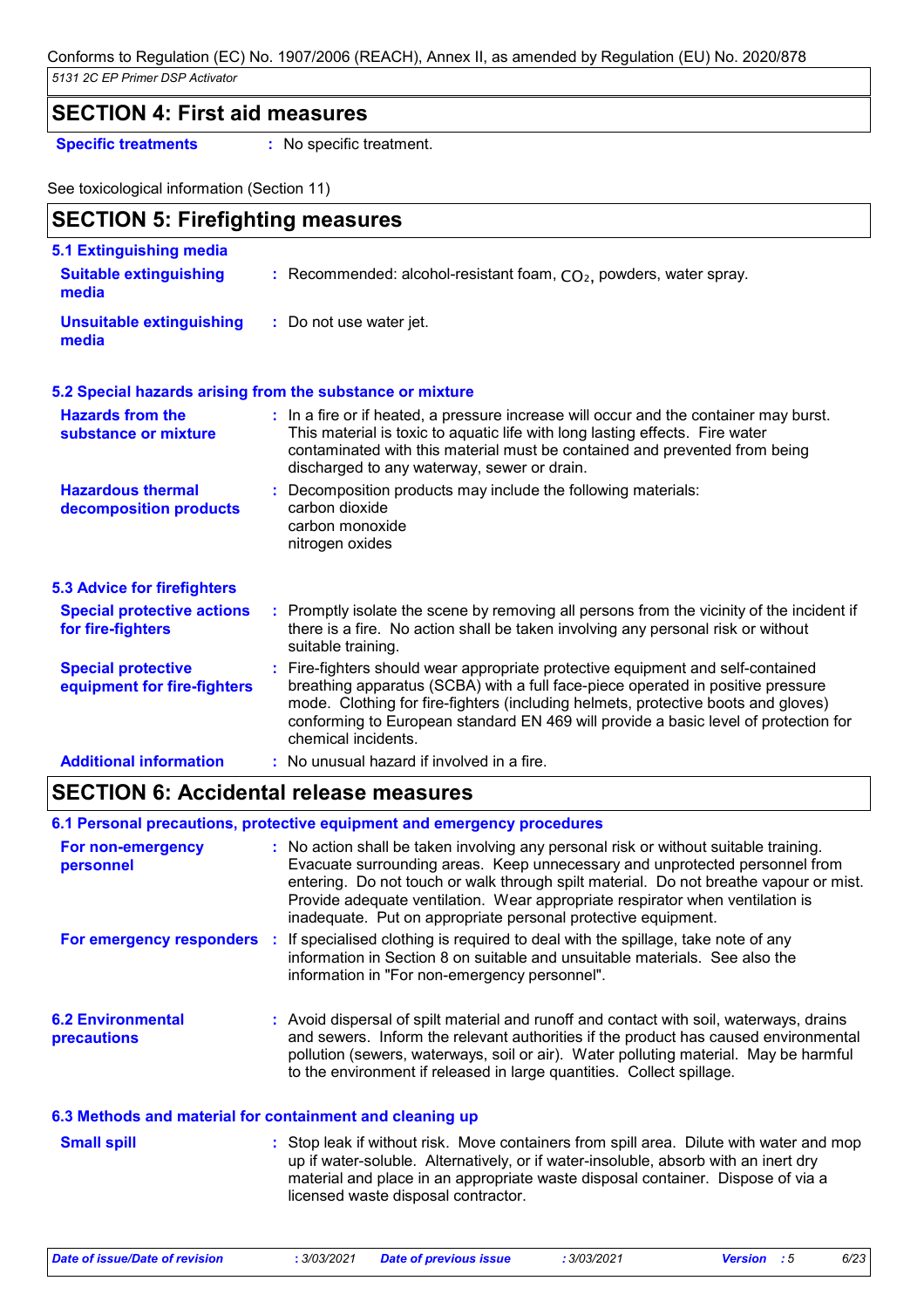## SECTION 4: First aid measures

**Specific treatments** : No specific treatment.

See toxicological information (Section 11)

## SECTION 5: Firefighting measures

### 5.1 Extinguishing media

**Suitable extinguishing media** : Recommended: alcohol-resistant foam, $CO_2$, powders, water spray.

**Unsuitable extinguishing media** : Do not use water jet.

### 5.2 Special hazards arising from the substance or mixture

**Hazards from the substance or mixture** : In a fire or if heated, a pressure increase will occur and the container may burst. This material is toxic to aquatic life with long lasting effects. Fire water contaminated with this material must be contained and prevented from being discharged to any waterway, sewer or drain.

**Hazardous thermal decomposition products** : Decomposition products may include the following materials:
carbon dioxide
carbon monoxide
nitrogen oxides

### 5.3 Advice for firefighters

**Special protective actions for fire-fighters** : Promptly isolate the scene by removing all persons from the vicinity of the incident if there is a fire. No action shall be taken involving any personal risk or without suitable training.

**Special protective equipment for fire-fighters** : Fire-fighters should wear appropriate protective equipment and self-contained breathing apparatus (SCBA) with a full face-piece operated in positive pressure mode. Clothing for fire-fighters (including helmets, protective boots and gloves) conforming to European standard EN 469 will provide a basic level of protection for chemical incidents.

**Additional information** : No unusual hazard if involved in a fire.

## SECTION 6: Accidental release measures

### 6.1 Personal precautions, protective equipment and emergency procedures

**For non-emergency personnel** : No action shall be taken involving any personal risk or without suitable training. Evacuate surrounding areas. Keep unnecessary and unprotected personnel from entering. Do not touch or walk through spilt material. Do not breathe vapour or mist. Provide adequate ventilation. Wear appropriate respirator when ventilation is inadequate. Put on appropriate personal protective equipment.

**For emergency responders** : If specialised clothing is required to deal with the spillage, take note of any information in Section 8 on suitable and unsuitable materials. See also the information in "For non-emergency personnel".

**6.2 Environmental precautions** : Avoid dispersal of spilt material and runoff and contact with soil, waterways, drains and sewers. Inform the relevant authorities if the product has caused environmental pollution (sewers, waterways, soil or air). Water polluting material. May be harmful to the environment if released in large quantities. Collect spillage.

### 6.3 Methods and material for containment and cleaning up

**Small spill** : Stop leak if without risk. Move containers from spill area. Dilute with water and mop up if water-soluble. Alternatively, or if water-insoluble, absorb with an inert dry material and place in an appropriate waste disposal container. Dispose of via a licensed waste disposal contractor.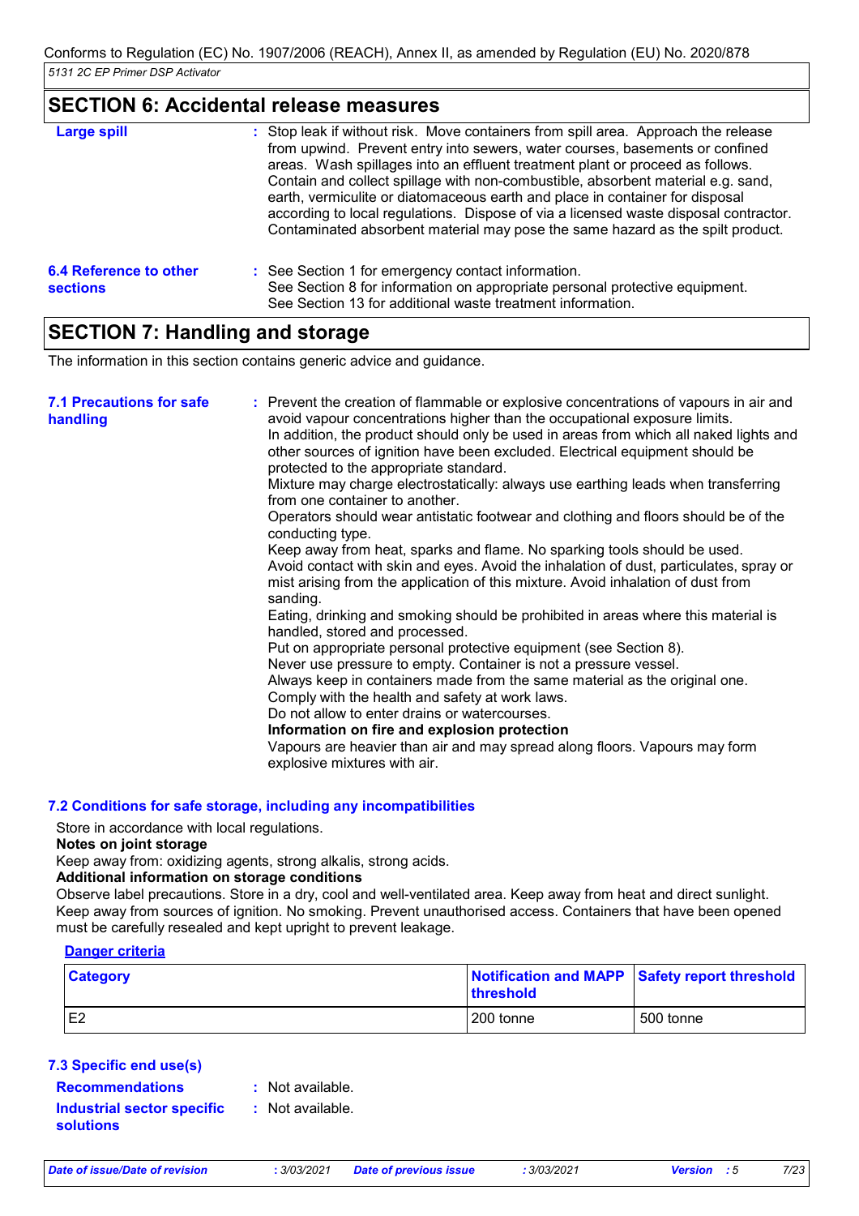## SECTION 6: Accidental release measures

**Large spill** : Stop leak if without risk. Move containers from spill area. Approach the release from upwind. Prevent entry into sewers, water courses, basements or confined areas. Wash spillages into an effluent treatment plant or proceed as follows. Contain and collect spillage with non-combustible, absorbent material e.g. sand, earth, vermiculite or diatomaceous earth and place in container for disposal according to local regulations. Dispose of via a licensed waste disposal contractor. Contaminated absorbent material may pose the same hazard as the spilt product.

**6.4 Reference to other sections** : See Section 1 for emergency contact information.
See Section 8 for information on appropriate personal protective equipment.
See Section 13 for additional waste treatment information.

## SECTION 7: Handling and storage

The information in this section contains generic advice and guidance.

**7.1 Precautions for safe handling** : Prevent the creation of flammable or explosive concentrations of vapours in air and avoid vapour concentrations higher than the occupational exposure limits.
In addition, the product should only be used in areas from which all naked lights and other sources of ignition have been excluded. Electrical equipment should be protected to the appropriate standard.
Mixture may charge electrostatically: always use earthing leads when transferring from one container to another.
Operators should wear antistatic footwear and clothing and floors should be of the conducting type.
Keep away from heat, sparks and flame. No sparking tools should be used.
Avoid contact with skin and eyes. Avoid the inhalation of dust, particulates, spray or mist arising from the application of this mixture. Avoid inhalation of dust from sanding.
Eating, drinking and smoking should be prohibited in areas where this material is handled, stored and processed.
Put on appropriate personal protective equipment (see Section 8).
Never use pressure to empty. Container is not a pressure vessel.
Always keep in containers made from the same material as the original one.
Comply with the health and safety at work laws.
Do not allow to enter drains or watercourses.
**Information on fire and explosion protection**
Vapours are heavier than air and may spread along floors. Vapours may form explosive mixtures with air.

**7.2 Conditions for safe storage, including any incompatibilities**

Store in accordance with local regulations.
**Notes on joint storage**
Keep away from: oxidizing agents, strong alkalis, strong acids.
**Additional information on storage conditions**
Observe label precautions. Store in a dry, cool and well-ventilated area. Keep away from heat and direct sunlight. Keep away from sources of ignition. No smoking. Prevent unauthorised access. Containers that have been opened must be carefully resealed and kept upright to prevent leakage.

**Danger criteria**

| Category | Notification and MAPP threshold | Safety report threshold |
|---|---|---|
| E2 | 200 tonne | 500 tonne |

**7.3 Specific end use(s)**

**Recommendations** : Not available.

**Industrial sector specific solutions** : Not available.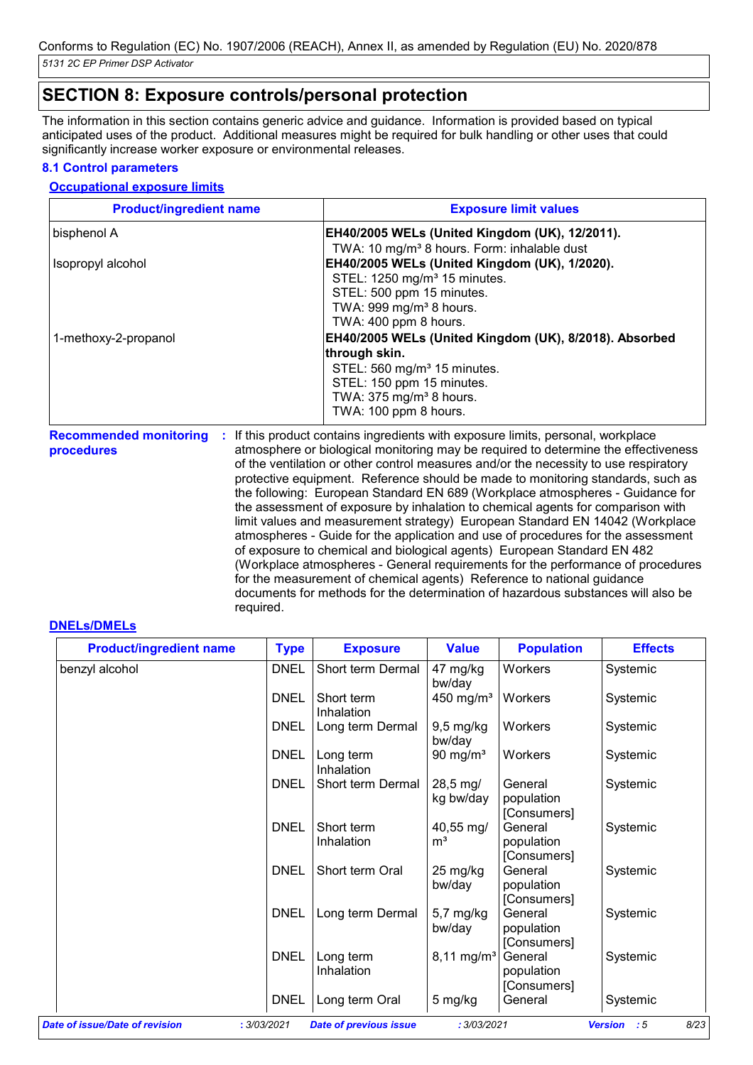Conforms to Regulation (EC) No. 1907/2006 (REACH), Annex II, as amended by Regulation (EU) No. 2020/878

*5131 2C EP Primer DSP Activator*

## SECTION 8: Exposure controls/personal protection

The information in this section contains generic advice and guidance. Information is provided based on typical anticipated uses of the product. Additional measures might be required for bulk handling or other uses that could significantly increase worker exposure or environmental releases.

### 8.1 Control parameters

#### Occupational exposure limits

| Product/ingredient name | Exposure limit values |
|---|---|
| bisphenol A | **EH40/2005 WELs (United Kingdom (UK), 12/2011).**<br>TWA: 10 mg/m³ 8 hours. Form: inhalable dust |
| Isopropyl alcohol | **EH40/2005 WELs (United Kingdom (UK), 1/2020).**<br>STEL: 1250 mg/m³ 15 minutes.<br>STEL: 500 ppm 15 minutes.<br>TWA: 999 mg/m³ 8 hours.<br>TWA: 400 ppm 8 hours. |
| 1-methoxy-2-propanol | **EH40/2005 WELs (United Kingdom (UK), 8/2018). Absorbed through skin.**<br>STEL: 560 mg/m³ 15 minutes.<br>STEL: 150 ppm 15 minutes.<br>TWA: 375 mg/m³ 8 hours.<br>TWA: 100 ppm 8 hours. |

**Recommended monitoring procedures** : If this product contains ingredients with exposure limits, personal, workplace atmosphere or biological monitoring may be required to determine the effectiveness of the ventilation or other control measures and/or the necessity to use respiratory protective equipment. Reference should be made to monitoring standards, such as the following: European Standard EN 689 (Workplace atmospheres - Guidance for the assessment of exposure by inhalation to chemical agents for comparison with limit values and measurement strategy) European Standard EN 14042 (Workplace atmospheres - Guide for the application and use of procedures for the assessment of exposure to chemical and biological agents) European Standard EN 482 (Workplace atmospheres - General requirements for the performance of procedures for the measurement of chemical agents) Reference to national guidance documents for methods for the determination of hazardous substances will also be required.

#### DNELs/DMELs

| Product/ingredient name | Type | Exposure | Value | Population | Effects |
|---|---|---|---|---|---|
| benzyl alcohol | DNEL | Short term Dermal | 47 mg/kg bw/day | Workers | Systemic |
| | DNEL | Short term Inhalation | 450 mg/m³ | Workers | Systemic |
| | DNEL | Long term Dermal | 9,5 mg/kg bw/day | Workers | Systemic |
| | DNEL | Long term Inhalation | 90 mg/m³ | Workers | Systemic |
| | DNEL | Short term Dermal | 28,5 mg/kg bw/day | General population [Consumers] | Systemic |
| | DNEL | Short term Inhalation | 40,55 mg/m³ | General population [Consumers] | Systemic |
| | DNEL | Short term Oral | 25 mg/kg bw/day | General population [Consumers] | Systemic |
| | DNEL | Long term Dermal | 5,7 mg/kg bw/day | General population [Consumers] | Systemic |
| | DNEL | Long term Inhalation | 8,11 mg/m³ | General population [Consumers] | Systemic |
| | DNEL | Long term Oral | 5 mg/kg | General | Systemic |

*Date of issue/Date of revision* : 3/03/2021 *Date of previous issue* : 3/03/2021 *Version* : 5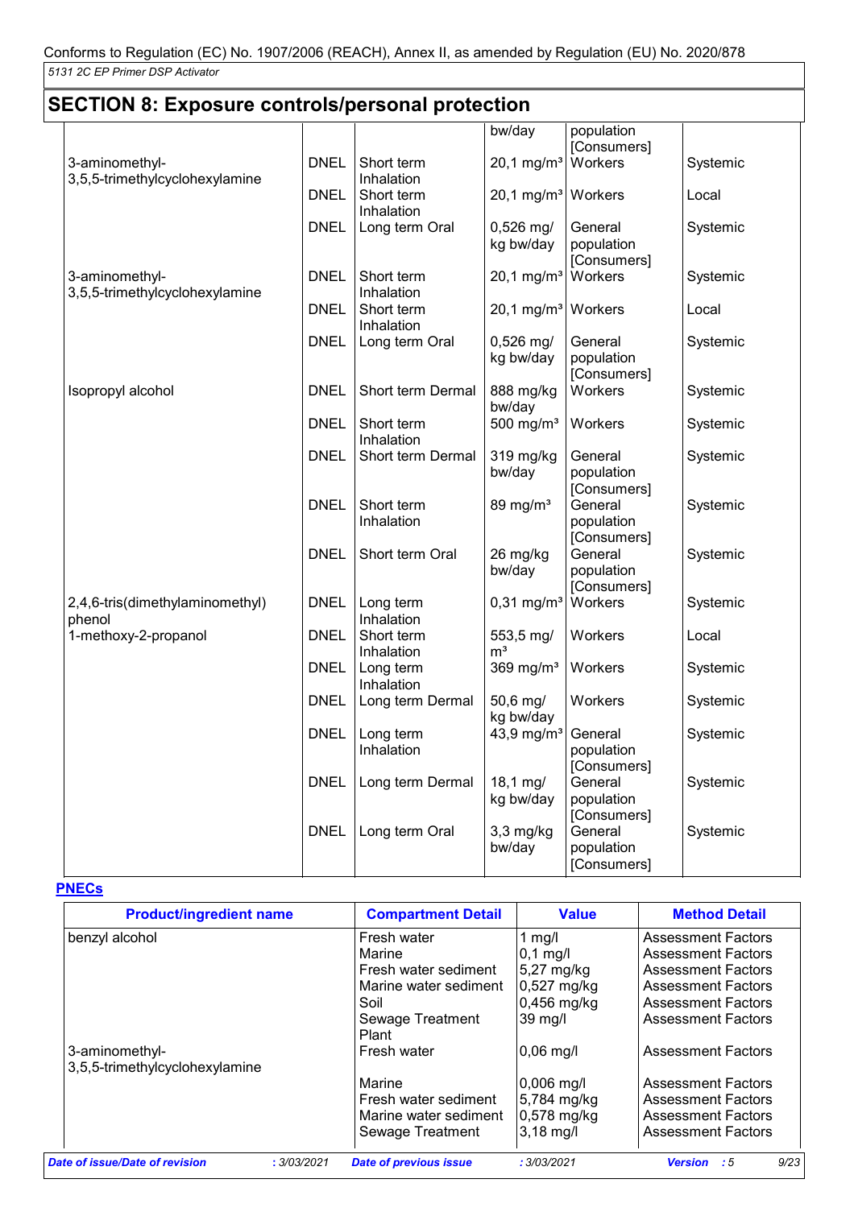## SECTION 8: Exposure controls/personal protection

| | | | bw/day | population [Consumers] | |
|---|---|---|---|---|---|
| 3-aminomethyl-3,5,5-trimethylcyclohexylamine | DNEL | Short term Inhalation | 20,1 mg/m³ | Workers | Systemic |
| | DNEL | Short term Inhalation | 20,1 mg/m³ | Workers | Local |
| | DNEL | Long term Oral | 0,526 mg/kg bw/day | General population [Consumers] | Systemic |
| 3-aminomethyl-3,5,5-trimethylcyclohexylamine | DNEL | Short term Inhalation | 20,1 mg/m³ | Workers | Systemic |
| | DNEL | Short term Inhalation | 20,1 mg/m³ | Workers | Local |
| | DNEL | Long term Oral | 0,526 mg/kg bw/day | General population [Consumers] | Systemic |
| Isopropyl alcohol | DNEL | Short term Dermal | 888 mg/kg bw/day | Workers | Systemic |
| | DNEL | Short term Inhalation | 500 mg/m³ | Workers | Systemic |
| | DNEL | Short term Dermal | 319 mg/kg bw/day | General population [Consumers] | Systemic |
| | DNEL | Short term Inhalation | 89 mg/m³ | General population [Consumers] | Systemic |
| | DNEL | Short term Oral | 26 mg/kg bw/day | General population [Consumers] | Systemic |
| 2,4,6-tris(dimethylaminomethyl) phenol | DNEL | Long term Inhalation | 0,31 mg/m³ | Workers | Systemic |
| 1-methoxy-2-propanol | DNEL | Short term Inhalation | 553,5 mg/m³ | Workers | Local |
| | DNEL | Long term Inhalation | 369 mg/m³ | Workers | Systemic |
| | DNEL | Long term Dermal | 50,6 mg/kg bw/day | Workers | Systemic |
| | DNEL | Long term Inhalation | 43,9 mg/m³ | General population [Consumers] | Systemic |
| | DNEL | Long term Dermal | 18,1 mg/kg bw/day | General population [Consumers] | Systemic |
| | DNEL | Long term Oral | 3,3 mg/kg bw/day | General population [Consumers] | Systemic |

**PNECs**

| Product/ingredient name | Compartment Detail | Value | Method Detail |
|---|---|---|---|
| benzyl alcohol | Fresh water | 1 mg/l | Assessment Factors |
| | Marine | 0,1 mg/l | Assessment Factors |
| | Fresh water sediment | 5,27 mg/kg | Assessment Factors |
| | Marine water sediment | 0,527 mg/kg | Assessment Factors |
| | Soil | 0,456 mg/kg | Assessment Factors |
| | Sewage Treatment Plant | 39 mg/l | Assessment Factors |
| 3-aminomethyl-3,5,5-trimethylcyclohexylamine | Fresh water | 0,06 mg/l | Assessment Factors |
| | Marine | 0,006 mg/l | Assessment Factors |
| | Fresh water sediment | 5,784 mg/kg | Assessment Factors |
| | Marine water sediment | 0,578 mg/kg | Assessment Factors |
| | Sewage Treatment | 3,18 mg/l | Assessment Factors |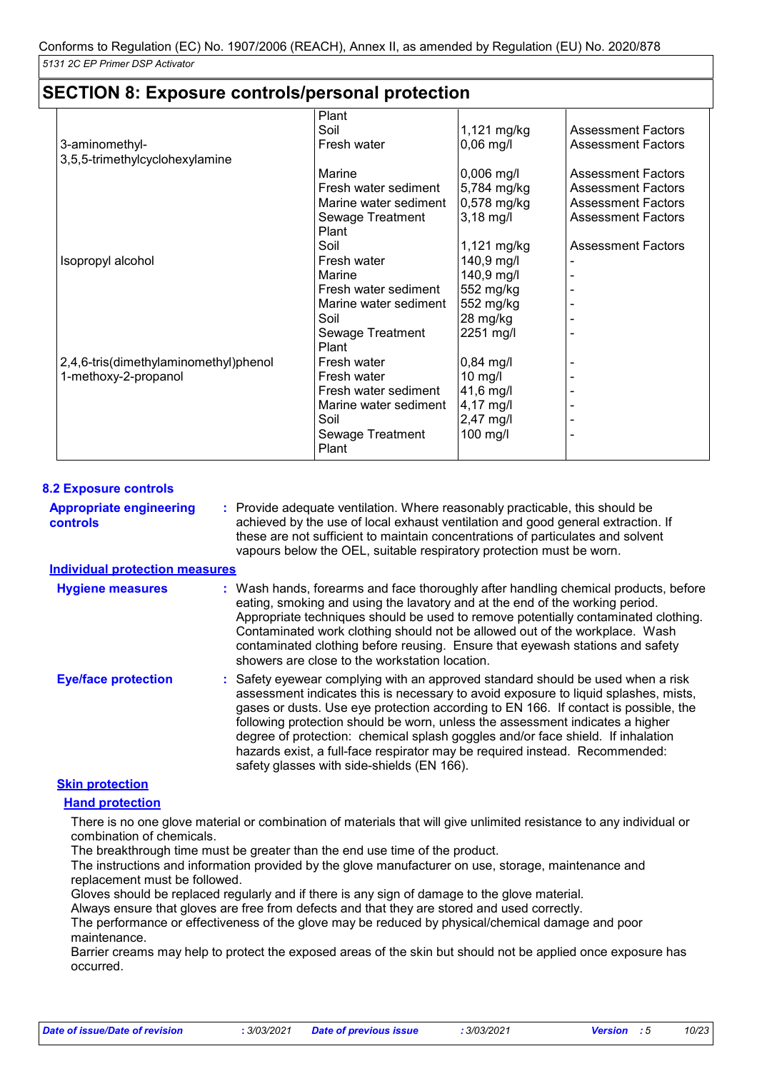## SECTION 8: Exposure controls/personal protection

| | | | |
|---|---|---|---|
| | Plant | | |
| | Soil | 1,121 mg/kg | Assessment Factors |
| 3-aminomethyl-3,5,5-trimethylcyclohexylamine | Fresh water | 0,06 mg/l | Assessment Factors |
| | Marine | 0,006 mg/l | Assessment Factors |
| | Fresh water sediment | 5,784 mg/kg | Assessment Factors |
| | Marine water sediment | 0,578 mg/kg | Assessment Factors |
| | Sewage Treatment Plant | 3,18 mg/l | Assessment Factors |
| | Soil | 1,121 mg/kg | Assessment Factors |
| Isopropyl alcohol | Fresh water | 140,9 mg/l | - |
| | Marine | 140,9 mg/l | - |
| | Fresh water sediment | 552 mg/kg | - |
| | Marine water sediment | 552 mg/kg | - |
| | Soil | 28 mg/kg | - |
| | Sewage Treatment Plant | 2251 mg/l | - |
| 2,4,6-tris(dimethylaminomethyl)phenol | Fresh water | 0,84 mg/l | - |
| 1-methoxy-2-propanol | Fresh water | 10 mg/l | - |
| | Fresh water sediment | 41,6 mg/l | - |
| | Marine water sediment | 4,17 mg/l | - |
| | Soil | 2,47 mg/l | - |
| | Sewage Treatment Plant | 100 mg/l | - |

### 8.2 Exposure controls

**Appropriate engineering controls** : Provide adequate ventilation. Where reasonably practicable, this should be achieved by the use of local exhaust ventilation and good general extraction. If these are not sufficient to maintain concentrations of particulates and solvent vapours below the OEL, suitable respiratory protection must be worn.

**Individual protection measures**

**Hygiene measures** : Wash hands, forearms and face thoroughly after handling chemical products, before eating, smoking and using the lavatory and at the end of the working period. Appropriate techniques should be used to remove potentially contaminated clothing. Contaminated work clothing should not be allowed out of the workplace. Wash contaminated clothing before reusing. Ensure that eyewash stations and safety showers are close to the workstation location.

**Eye/face protection** : Safety eyewear complying with an approved standard should be used when a risk assessment indicates this is necessary to avoid exposure to liquid splashes, mists, gases or dusts. Use eye protection according to EN 166. If contact is possible, the following protection should be worn, unless the assessment indicates a higher degree of protection: chemical splash goggles and/or face shield. If inhalation hazards exist, a full-face respirator may be required instead. Recommended: safety glasses with side-shields (EN 166).

**Skin protection**

**Hand protection**

There is no one glove material or combination of materials that will give unlimited resistance to any individual or combination of chemicals.
The breakthrough time must be greater than the end use time of the product.
The instructions and information provided by the glove manufacturer on use, storage, maintenance and replacement must be followed.
Gloves should be replaced regularly and if there is any sign of damage to the glove material.
Always ensure that gloves are free from defects and that they are stored and used correctly.
The performance or effectiveness of the glove may be reduced by physical/chemical damage and poor maintenance.
Barrier creams may help to protect the exposed areas of the skin but should not be applied once exposure has occurred.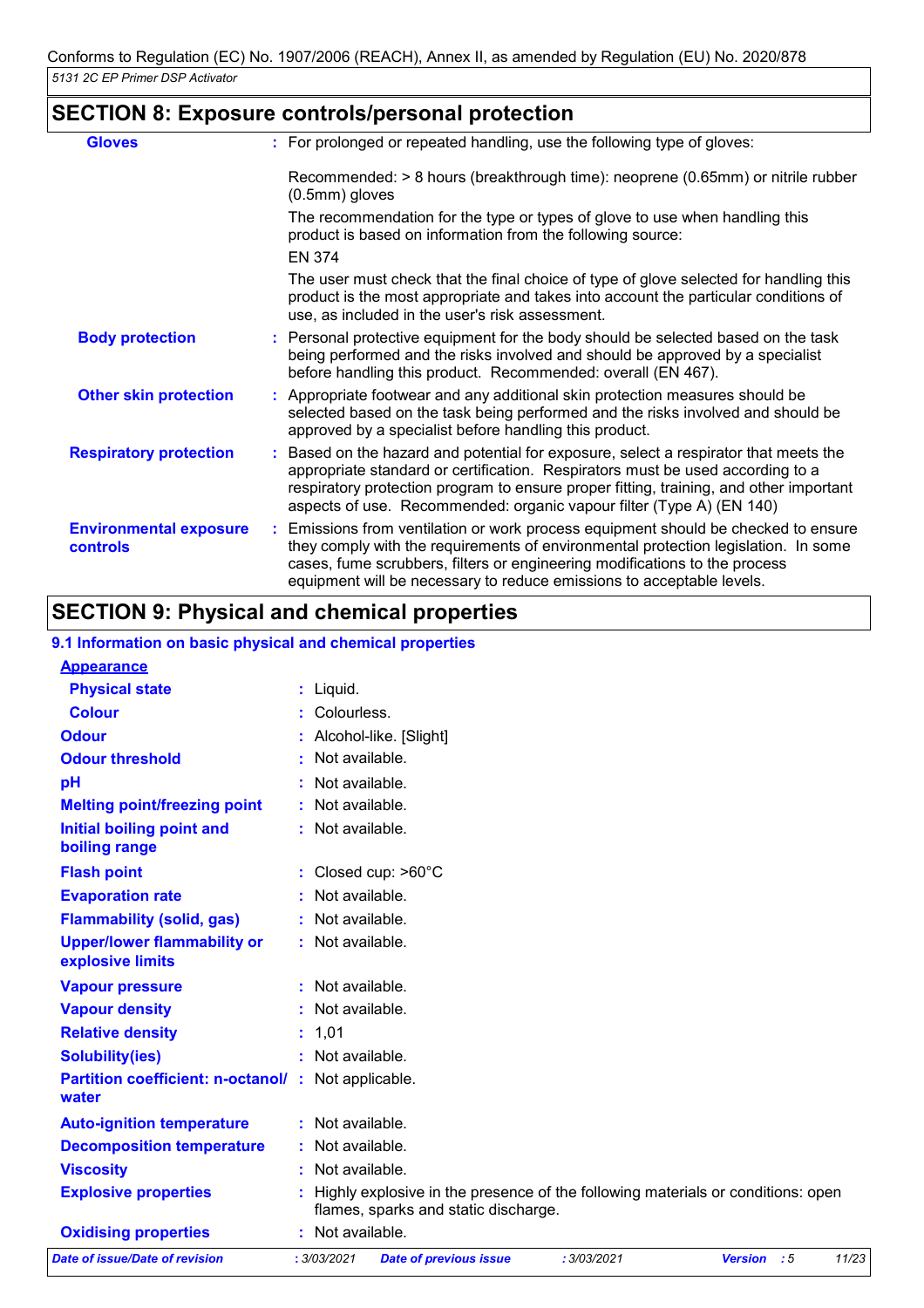## SECTION 8: Exposure controls/personal protection

**Gloves** : For prolonged or repeated handling, use the following type of gloves:

Recommended: > 8 hours (breakthrough time): neoprene (0.65mm) or nitrile rubber (0.5mm) gloves

The recommendation for the type or types of glove to use when handling this product is based on information from the following source:

EN 374

The user must check that the final choice of type of glove selected for handling this product is the most appropriate and takes into account the particular conditions of use, as included in the user's risk assessment.

**Body protection** : Personal protective equipment for the body should be selected based on the task being performed and the risks involved and should be approved by a specialist before handling this product. Recommended: overall (EN 467).

**Other skin protection** : Appropriate footwear and any additional skin protection measures should be selected based on the task being performed and the risks involved and should be approved by a specialist before handling this product.

**Respiratory protection** : Based on the hazard and potential for exposure, select a respirator that meets the appropriate standard or certification. Respirators must be used according to a respiratory protection program to ensure proper fitting, training, and other important aspects of use. Recommended: organic vapour filter (Type A) (EN 140)

**Environmental exposure controls** : Emissions from ventilation or work process equipment should be checked to ensure they comply with the requirements of environmental protection legislation. In some cases, fume scrubbers, filters or engineering modifications to the process equipment will be necessary to reduce emissions to acceptable levels.

## SECTION 9: Physical and chemical properties

### 9.1 Information on basic physical and chemical properties

**Appearance**

**Physical state** : Liquid.

**Colour** : Colourless.

**Odour** : Alcohol-like. [Slight]

**Odour threshold** : Not available.

**pH** : Not available.

**Melting point/freezing point** : Not available.

**Initial boiling point and boiling range** : Not available.

**Flash point** : Closed cup: >60°C

**Evaporation rate** : Not available.

**Flammability (solid, gas)** : Not available.

**Upper/lower flammability or explosive limits** : Not available.

**Vapour pressure** : Not available.

**Vapour density** : Not available.

**Relative density** : 1,01

**Solubility(ies)** : Not available.

**Partition coefficient: n-octanol/ water** : Not applicable.

**Auto-ignition temperature** : Not available.

**Decomposition temperature** : Not available.

**Viscosity** : Not available.

**Explosive properties** : Highly explosive in the presence of the following materials or conditions: open flames, sparks and static discharge.

**Oxidising properties** : Not available.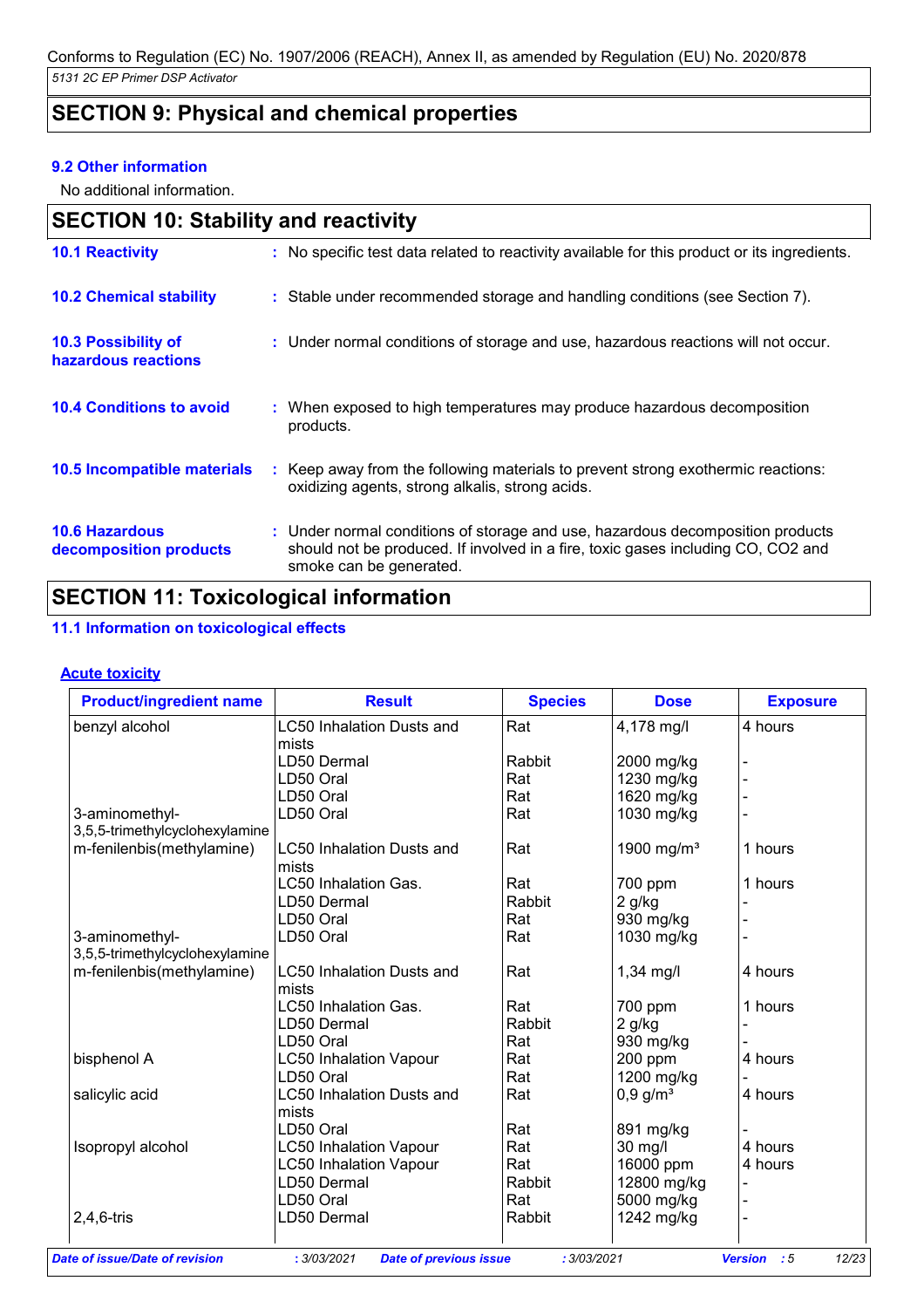## SECTION 9: Physical and chemical properties

### 9.2 Other information

No additional information.

## SECTION 10: Stability and reactivity

**10.1 Reactivity** : No specific test data related to reactivity available for this product or its ingredients.

**10.2 Chemical stability** : Stable under recommended storage and handling conditions (see Section 7).

**10.3 Possibility of hazardous reactions** : Under normal conditions of storage and use, hazardous reactions will not occur.

**10.4 Conditions to avoid** : When exposed to high temperatures may produce hazardous decomposition products.

**10.5 Incompatible materials** : Keep away from the following materials to prevent strong exothermic reactions: oxidizing agents, strong alkalis, strong acids.

**10.6 Hazardous decomposition products** : Under normal conditions of storage and use, hazardous decomposition products should not be produced. If involved in a fire, toxic gases including CO, CO2 and smoke can be generated.

## SECTION 11: Toxicological information

### 11.1 Information on toxicological effects

**Acute toxicity**

| Product/ingredient name | Result | Species | Dose | Exposure |
|---|---|---|---|---|
| benzyl alcohol | LC50 Inhalation Dusts and mists | Rat | 4,178 mg/l | 4 hours |
| | LD50 Dermal | Rabbit | 2000 mg/kg | - |
| | LD50 Oral | Rat | 1230 mg/kg | - |
| | LD50 Oral | Rat | 1620 mg/kg | - |
| 3-aminomethyl-3,5,5-trimethylcyclohexylamine | LD50 Oral | Rat | 1030 mg/kg | - |
| m-fenilenbis(methylamine) | LC50 Inhalation Dusts and mists | Rat | 1900 mg/m³ | 1 hours |
| | LC50 Inhalation Gas. | Rat | 700 ppm | 1 hours |
| | LD50 Dermal | Rabbit | 2 g/kg | - |
| | LD50 Oral | Rat | 930 mg/kg | - |
| 3-aminomethyl-3,5,5-trimethylcyclohexylamine | LD50 Oral | Rat | 1030 mg/kg | - |
| m-fenilenbis(methylamine) | LC50 Inhalation Dusts and mists | Rat | 1,34 mg/l | 4 hours |
| | LC50 Inhalation Gas. | Rat | 700 ppm | 1 hours |
| | LD50 Dermal | Rabbit | 2 g/kg | - |
| | LD50 Oral | Rat | 930 mg/kg | - |
| bisphenol A | LC50 Inhalation Vapour | Rat | 200 ppm | 4 hours |
| | LD50 Oral | Rat | 1200 mg/kg | - |
| salicylic acid | LC50 Inhalation Dusts and mists | Rat | 0,9 g/m³ | 4 hours |
| | LD50 Oral | Rat | 891 mg/kg | - |
| Isopropyl alcohol | LC50 Inhalation Vapour | Rat | 30 mg/l | 4 hours |
| | LC50 Inhalation Vapour | Rat | 16000 ppm | 4 hours |
| | LD50 Dermal | Rabbit | 12800 mg/kg | - |
| | LD50 Oral | Rat | 5000 mg/kg | - |
| 2,4,6-tris | LD50 Dermal | Rabbit | 1242 mg/kg | - |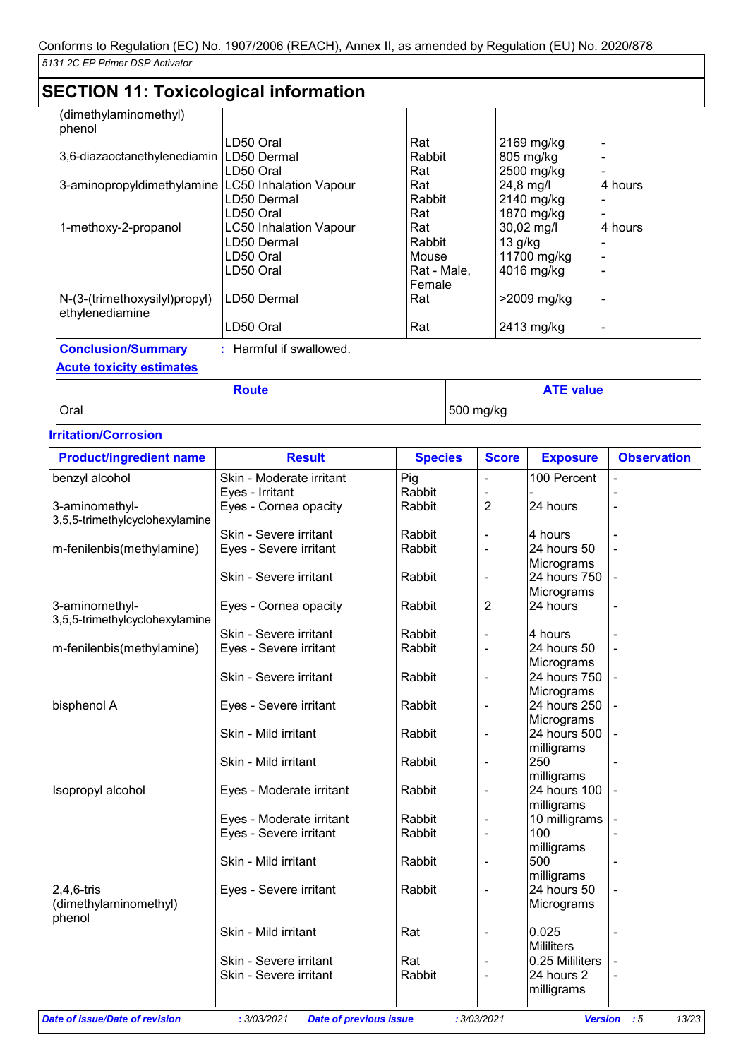## SECTION 11: Toxicological information

| | | | | |
|---|---|---|---|---|
| (dimethylaminomethyl) phenol | | | | |
| | LD50 Oral | Rat | 2169 mg/kg | - |
| 3,6-diazaoctanethylenediamin | LD50 Dermal | Rabbit | 805 mg/kg | - |
| | LD50 Oral | Rat | 2500 mg/kg | - |
| 3-aminopropyldimethylamine | LC50 Inhalation Vapour | Rat | 24,8 mg/l | 4 hours |
| | LD50 Dermal | Rabbit | 2140 mg/kg | - |
| | LD50 Oral | Rat | 1870 mg/kg | - |
| 1-methoxy-2-propanol | LC50 Inhalation Vapour | Rat | 30,02 mg/l | 4 hours |
| | LD50 Dermal | Rabbit | 13 g/kg | - |
| | LD50 Oral | Mouse | 11700 mg/kg | - |
| | LD50 Oral | Rat - Male, Female | 4016 mg/kg | - |
| N-(3-(trimethoxysilyl)propyl) ethylenediamine | LD50 Dermal | Rat | >2009 mg/kg | - |
| | LD50 Oral | Rat | 2413 mg/kg | - |

**Conclusion/Summary** : Harmful if swallowed.

**Acute toxicity estimates**

| Route | ATE value |
|---|---|
| Oral | 500 mg/kg |

**Irritation/Corrosion**

| Product/ingredient name | Result | Species | Score | Exposure | Observation |
|---|---|---|---|---|---|
| benzyl alcohol | Skin - Moderate irritant | Pig | - | 100 Percent | - |
| | Eyes - Irritant | Rabbit | - | - | - |
| 3-aminomethyl-3,5,5-trimethylcyclohexylamine | Eyes - Cornea opacity | Rabbit | 2 | 24 hours | - |
| | Skin - Severe irritant | Rabbit | - | 4 hours | - |
| m-fenilenbis(methylamine) | Eyes - Severe irritant | Rabbit | - | 24 hours 50 Micrograms | - |
| | Skin - Severe irritant | Rabbit | - | 24 hours 750 Micrograms | - |
| 3-aminomethyl-3,5,5-trimethylcyclohexylamine | Eyes - Cornea opacity | Rabbit | 2 | 24 hours | - |
| | Skin - Severe irritant | Rabbit | - | 4 hours | - |
| m-fenilenbis(methylamine) | Eyes - Severe irritant | Rabbit | - | 24 hours 50 Micrograms | - |
| | Skin - Severe irritant | Rabbit | - | 24 hours 750 Micrograms | - |
| bisphenol A | Eyes - Severe irritant | Rabbit | - | 24 hours 250 Micrograms | - |
| | Skin - Mild irritant | Rabbit | - | 24 hours 500 milligrams | - |
| | Skin - Mild irritant | Rabbit | - | 250 milligrams | - |
| Isopropyl alcohol | Eyes - Moderate irritant | Rabbit | - | 24 hours 100 milligrams | - |
| | Eyes - Moderate irritant | Rabbit | - | 10 milligrams | - |
| | Eyes - Severe irritant | Rabbit | - | 100 milligrams | - |
| | Skin - Mild irritant | Rabbit | - | 500 milligrams | - |
| 2,4,6-tris (dimethylaminomethyl) phenol | Eyes - Severe irritant | Rabbit | - | 24 hours 50 Micrograms | - |
| | Skin - Mild irritant | Rat | - | 0.025 Mililiters | - |
| | Skin - Severe irritant | Rat | - | 0.25 Mililiters | - |
| | Skin - Severe irritant | Rabbit | - | 24 hours 2 milligrams | - |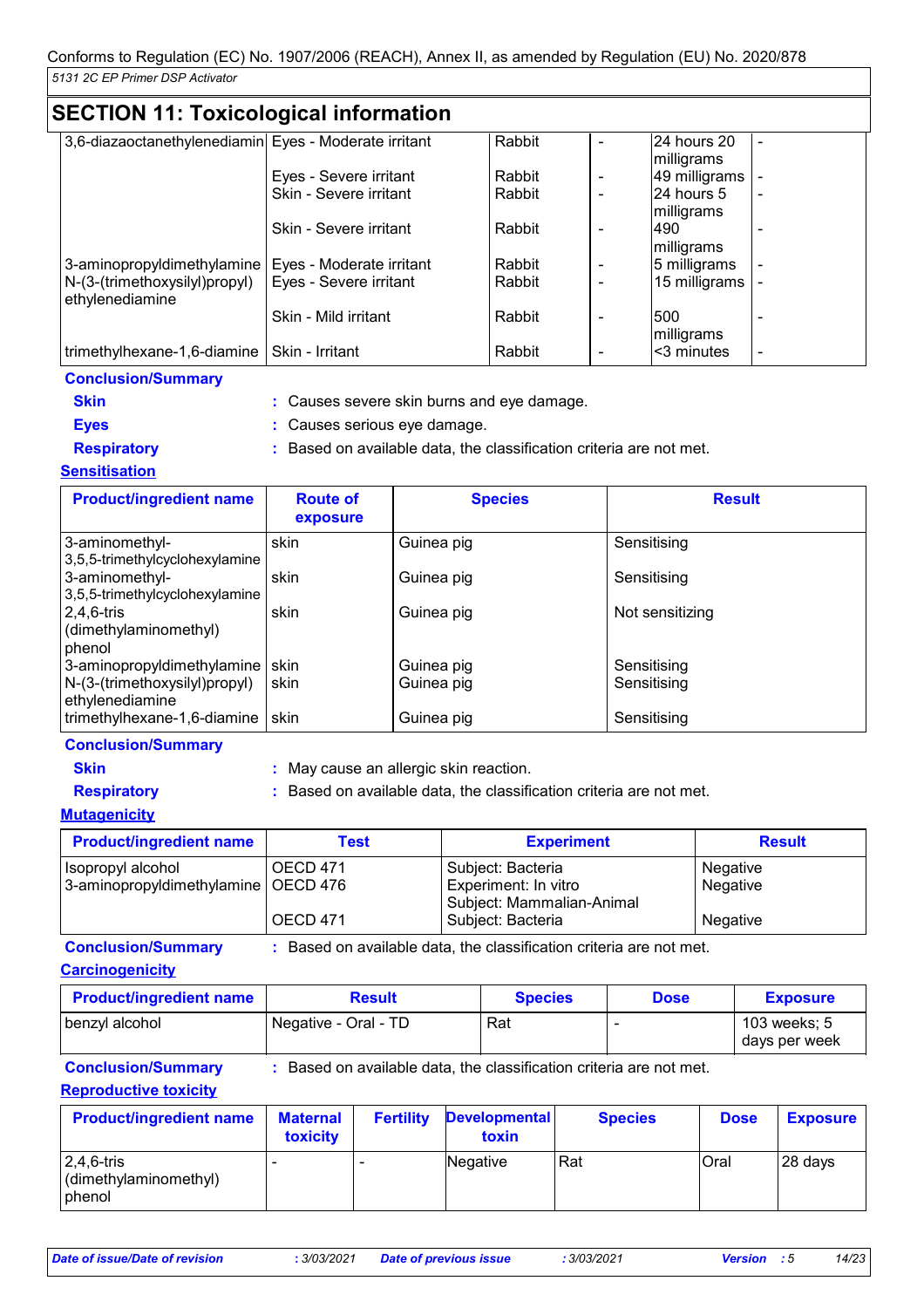## SECTION 11: Toxicological information

| | | | | | |
|---|---|---|---|---|---|
| 3,6-diazaoctanethylenediamin | Eyes - Moderate irritant | Rabbit | - | 24 hours 20 milligrams | - |
| | Eyes - Severe irritant | Rabbit | - | 49 milligrams | - |
| | Skin - Severe irritant | Rabbit | - | 24 hours 5 milligrams | - |
| | Skin - Severe irritant | Rabbit | - | 490 milligrams | - |
| 3-aminopropyldimethylamine | Eyes - Moderate irritant | Rabbit | - | 5 milligrams | - |
| N-(3-(trimethoxysilyl)propyl) ethylenediamine | Eyes - Severe irritant | Rabbit | - | 15 milligrams | - |
| | Skin - Mild irritant | Rabbit | - | 500 milligrams | - |
| trimethylhexane-1,6-diamine | Skin - Irritant | Rabbit | - | <3 minutes | - |

**Conclusion/Summary**

**Skin** : Causes severe skin burns and eye damage.

**Eyes** : Causes serious eye damage.

**Respiratory** : Based on available data, the classification criteria are not met.

**Sensitisation**

| Product/ingredient name | Route of exposure | Species | Result |
|---|---|---|---|
| 3-aminomethyl-3,5,5-trimethylcyclohexylamine | skin | Guinea pig | Sensitising |
| 3-aminomethyl-3,5,5-trimethylcyclohexylamine | skin | Guinea pig | Sensitising |
| 2,4,6-tris (dimethylaminomethyl) phenol | skin | Guinea pig | Not sensitizing |
| 3-aminopropyldimethylamine | skin | Guinea pig | Sensitising |
| N-(3-(trimethoxysilyl)propyl) ethylenediamine | skin | Guinea pig | Sensitising |
| trimethylhexane-1,6-diamine | skin | Guinea pig | Sensitising |

**Conclusion/Summary**

**Skin** : May cause an allergic skin reaction.

**Respiratory** : Based on available data, the classification criteria are not met.

**Mutagenicity**

| Product/ingredient name | Test | Experiment | Result |
|---|---|---|---|
| Isopropyl alcohol | OECD 471 | Subject: Bacteria | Negative |
| 3-aminopropyldimethylamine | OECD 476 | Experiment: In vitro Subject: Mammalian-Animal | Negative |
| | OECD 471 | Subject: Bacteria | Negative |

**Conclusion/Summary** : Based on available data, the classification criteria are not met.

**Carcinogenicity**

| Product/ingredient name | Result | Species | Dose | Exposure |
|---|---|---|---|---|
| benzyl alcohol | Negative - Oral - TD | Rat | - | 103 weeks; 5 days per week |

**Conclusion/Summary** : Based on available data, the classification criteria are not met.

**Reproductive toxicity**

| Product/ingredient name | Maternal toxicity | Fertility | Developmental toxin | Species | Dose | Exposure |
|---|---|---|---|---|---|---|
| 2,4,6-tris (dimethylaminomethyl) phenol | - | - | Negative | Rat | Oral | 28 days |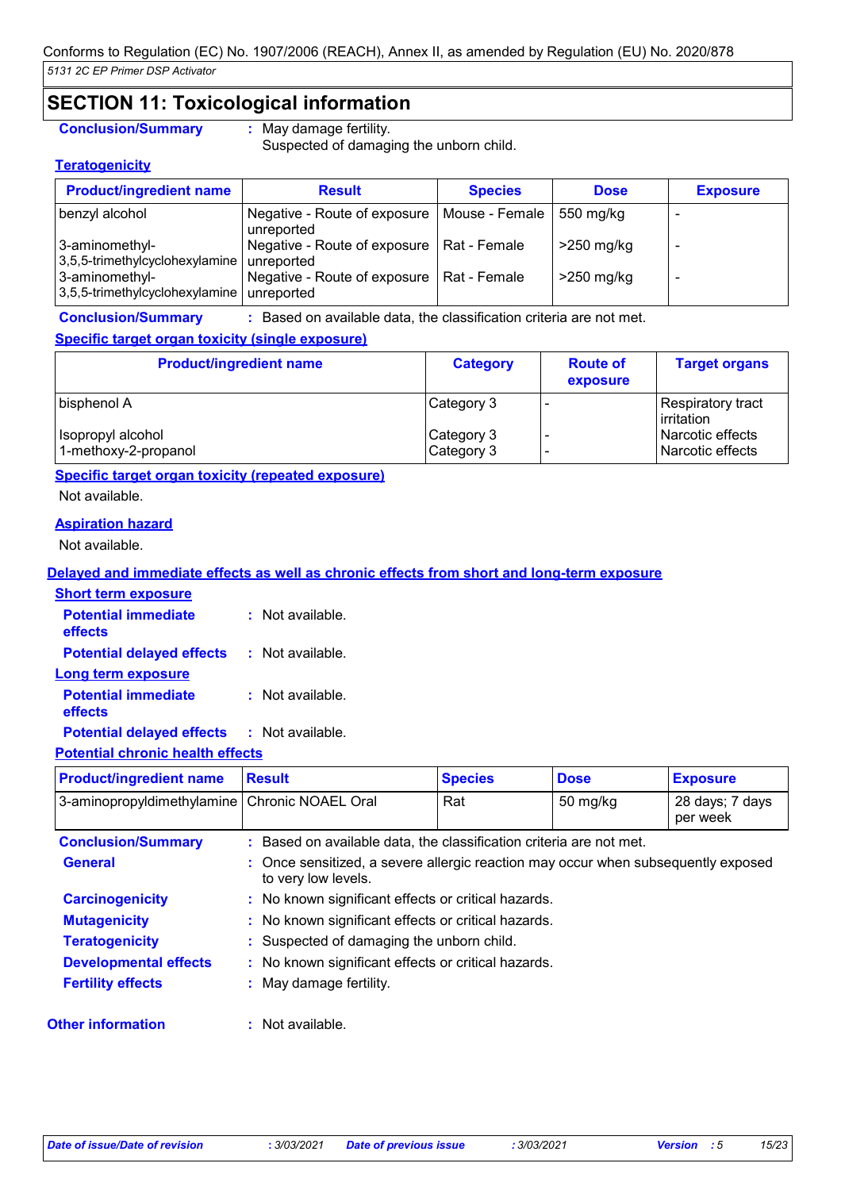## SECTION 11: Toxicological information

**Conclusion/Summary** : May damage fertility.
Suspected of damaging the unborn child.

**Teratogenicity**

| Product/ingredient name | Result | Species | Dose | Exposure |
|---|---|---|---|---|
| benzyl alcohol | Negative - Route of exposure unreported | Mouse - Female | 550 mg/kg | - |
| 3-aminomethyl-3,5,5-trimethylcyclohexylamine | Negative - Route of exposure unreported | Rat - Female | >250 mg/kg | - |
| 3-aminomethyl-3,5,5-trimethylcyclohexylamine | Negative - Route of exposure unreported | Rat - Female | >250 mg/kg | - |

**Conclusion/Summary** : Based on available data, the classification criteria are not met.

**Specific target organ toxicity (single exposure)**

| Product/ingredient name | Category | Route of exposure | Target organs |
|---|---|---|---|
| bisphenol A | Category 3 | - | Respiratory tract irritation |
| Isopropyl alcohol | Category 3 | - | Narcotic effects |
| 1-methoxy-2-propanol | Category 3 | - | Narcotic effects |

**Specific target organ toxicity (repeated exposure)**

Not available.

**Aspiration hazard**

Not available.

**Delayed and immediate effects as well as chronic effects from short and long-term exposure**

**Short term exposure**

**Potential immediate effects** : Not available.

**Potential delayed effects** : Not available.

**Long term exposure**

**Potential immediate effects** : Not available.

**Potential delayed effects** : Not available.

**Potential chronic health effects**

| Product/ingredient name | Result | Species | Dose | Exposure |
|---|---|---|---|---|
| 3-aminopropyldimethylamine | Chronic NOAEL Oral | Rat | 50 mg/kg | 28 days; 7 days per week |

**Conclusion/Summary** : Based on available data, the classification criteria are not met.

**General** : Once sensitized, a severe allergic reaction may occur when subsequently exposed to very low levels.

**Carcinogenicity** : No known significant effects or critical hazards.

**Mutagenicity** : No known significant effects or critical hazards.

**Teratogenicity** : Suspected of damaging the unborn child.

**Developmental effects** : No known significant effects or critical hazards.

**Fertility effects** : May damage fertility.

**Other information** : Not available.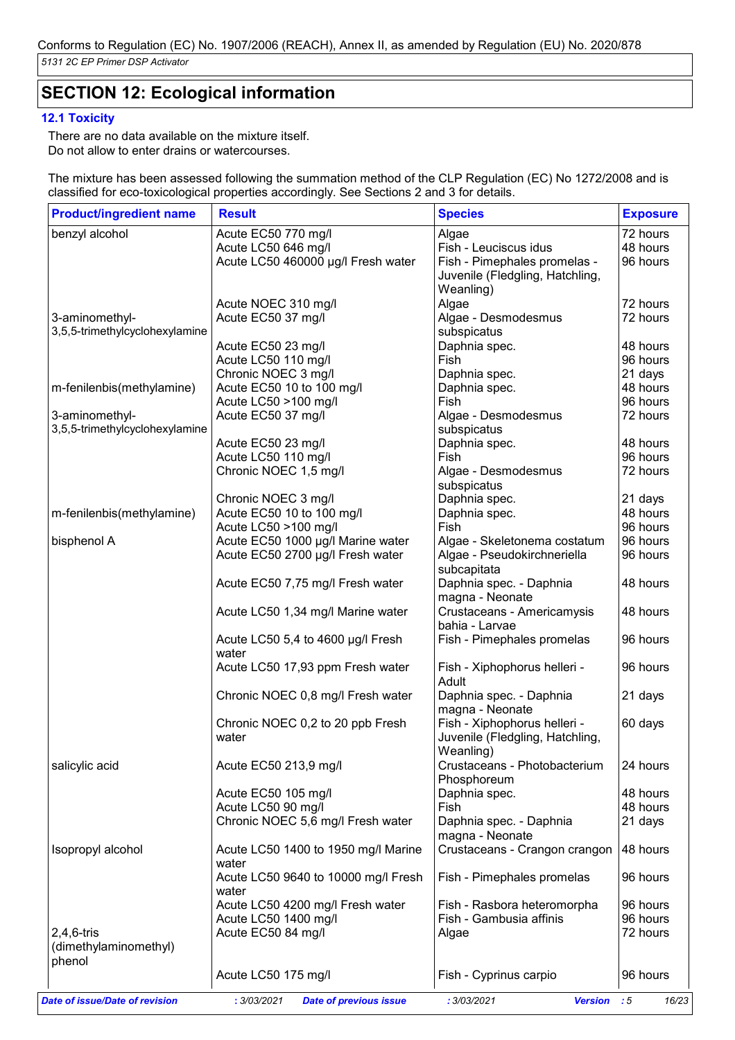Conforms to Regulation (EC) No. 1907/2006 (REACH), Annex II, as amended by Regulation (EU) No. 2020/878

*5131 2C EP Primer DSP Activator*

## SECTION 12: Ecological information

### 12.1 Toxicity

There are no data available on the mixture itself.
Do not allow to enter drains or watercourses.

The mixture has been assessed following the summation method of the CLP Regulation (EC) No 1272/2008 and is classified for eco-toxicological properties accordingly. See Sections 2 and 3 for details.

| Product/ingredient name | Result | Species | Exposure |
|---|---|---|---|
| benzyl alcohol | Acute EC50 770 mg/l | Algae | 72 hours |
| | Acute LC50 646 mg/l | Fish - Leuciscus idus | 48 hours |
| | Acute LC50 460000 µg/l Fresh water | Fish - Pimephales promelas - Juvenile (Fledgling, Hatchling, Weanling) | 96 hours |
| | Acute NOEC 310 mg/l | Algae | 72 hours |
| 3-aminomethyl-3,5,5-trimethylcyclohexylamine | Acute EC50 37 mg/l | Algae - Desmodesmus subspicatus | 72 hours |
| | Acute EC50 23 mg/l | Daphnia spec. | 48 hours |
| | Acute LC50 110 mg/l | Fish | 96 hours |
| | Chronic NOEC 3 mg/l | Daphnia spec. | 21 days |
| m-fenilenbis(methylamine) | Acute EC50 10 to 100 mg/l | Daphnia spec. | 48 hours |
| | Acute LC50 >100 mg/l | Fish | 96 hours |
| 3-aminomethyl-3,5,5-trimethylcyclohexylamine | Acute EC50 37 mg/l | Algae - Desmodesmus subspicatus | 72 hours |
| | Acute EC50 23 mg/l | Daphnia spec. | 48 hours |
| | Acute LC50 110 mg/l | Fish | 96 hours |
| | Chronic NOEC 1,5 mg/l | Algae - Desmodesmus subspicatus | 72 hours |
| | Chronic NOEC 3 mg/l | Daphnia spec. | 21 days |
| m-fenilenbis(methylamine) | Acute EC50 10 to 100 mg/l | Daphnia spec. | 48 hours |
| | Acute LC50 >100 mg/l | Fish | 96 hours |
| bisphenol A | Acute EC50 1000 µg/l Marine water | Algae - Skeletonema costatum | 96 hours |
| | Acute EC50 2700 µg/l Fresh water | Algae - Pseudokirchneriella subcapitata | 96 hours |
| | Acute EC50 7,75 mg/l Fresh water | Daphnia spec. - Daphnia magna - Neonate | 48 hours |
| | Acute LC50 1,34 mg/l Marine water | Crustaceans - Americamysis bahia - Larvae | 48 hours |
| | Acute LC50 5,4 to 4600 µg/l Fresh water | Fish - Pimephales promelas | 96 hours |
| | Acute LC50 17,93 ppm Fresh water | Fish - Xiphophorus helleri - Adult | 96 hours |
| | Chronic NOEC 0,8 mg/l Fresh water | Daphnia spec. - Daphnia magna - Neonate | 21 days |
| | Chronic NOEC 0,2 to 20 ppb Fresh water | Fish - Xiphophorus helleri - Juvenile (Fledgling, Hatchling, Weanling) | 60 days |
| salicylic acid | Acute EC50 213,9 mg/l | Crustaceans - Photobacterium Phosphoreum | 24 hours |
| | Acute EC50 105 mg/l | Daphnia spec. | 48 hours |
| | Acute LC50 90 mg/l | Fish | 48 hours |
| | Chronic NOEC 5,6 mg/l Fresh water | Daphnia spec. - Daphnia magna - Neonate | 21 days |
| Isopropyl alcohol | Acute LC50 1400 to 1950 mg/l Marine water | Crustaceans - Crangon crangon | 48 hours |
| | Acute LC50 9640 to 10000 mg/l Fresh water | Fish - Pimephales promelas | 96 hours |
| | Acute LC50 4200 mg/l Fresh water | Fish - Rasbora heteromorpha | 96 hours |
| | Acute LC50 1400 mg/l | Fish - Gambusia affinis | 96 hours |
| 2,4,6-tris (dimethylaminomethyl) phenol | Acute EC50 84 mg/l | Algae | 72 hours |
| | Acute LC50 175 mg/l | Fish - Cyprinus carpio | 96 hours |

*Date of issue/Date of revision* : 3/03/2021 *Date of previous issue* : 3/03/2021 *Version* : 5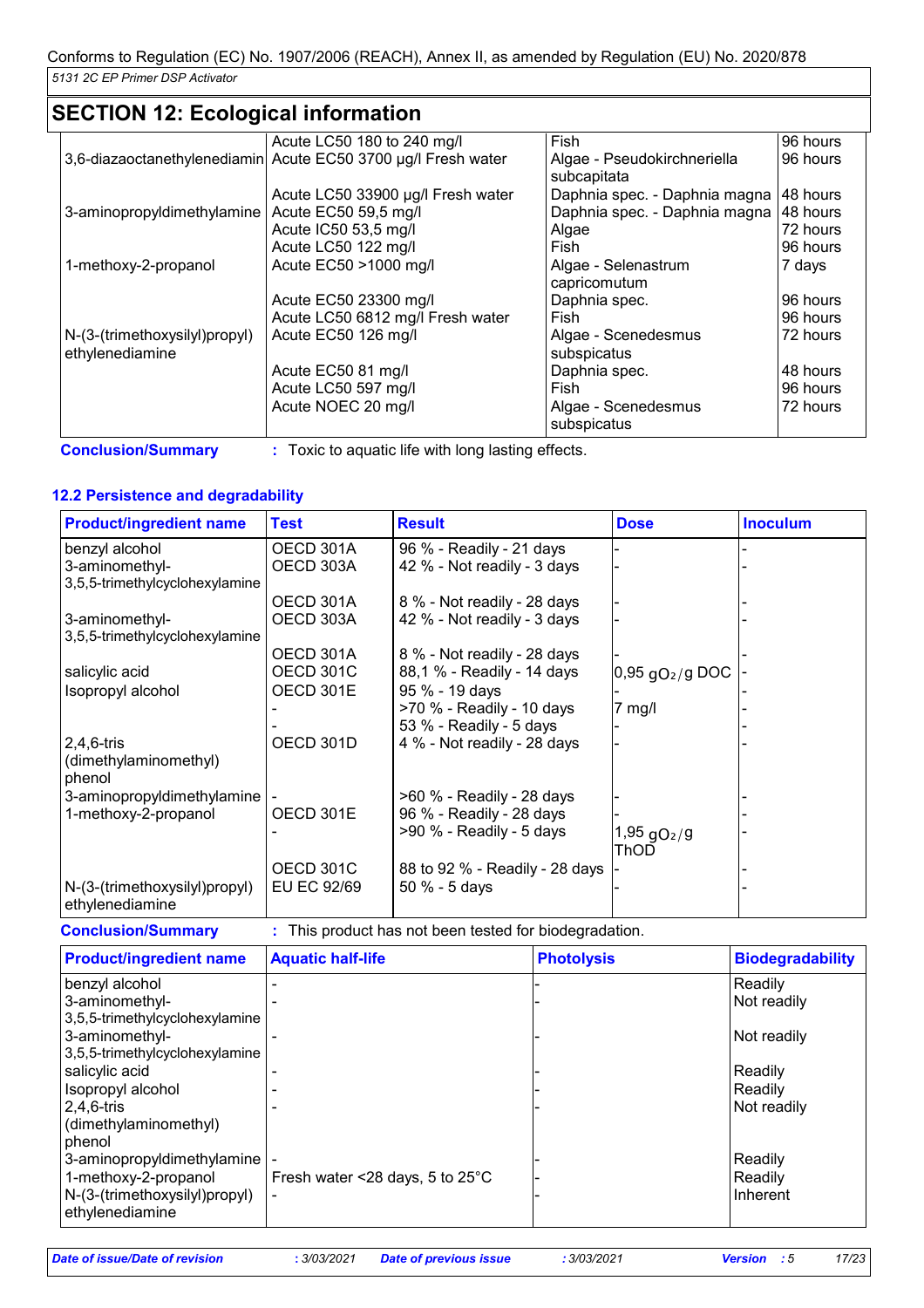Conforms to Regulation (EC) No. 1907/2006 (REACH), Annex II, as amended by Regulation (EU) No. 2020/878

5131 2C EP Primer DSP Activator

## SECTION 12: Ecological information

| | | | |
|---|---|---|---|
| | Acute LC50 180 to 240 mg/l | Fish | 96 hours |
| 3,6-diazaoctanethylenediamin | Acute EC50 3700 µg/l Fresh water | Algae - Pseudokirchneriella subcapitata | 96 hours |
| | Acute LC50 33900 µg/l Fresh water | Daphnia spec. - Daphnia magna | 48 hours |
| 3-aminopropyldimethylamine | Acute EC50 59,5 mg/l | Daphnia spec. - Daphnia magna | 48 hours |
| | Acute IC50 53,5 mg/l | Algae | 72 hours |
| | Acute LC50 122 mg/l | Fish | 96 hours |
| 1-methoxy-2-propanol | Acute EC50 >1000 mg/l | Algae - Selenastrum capricomutum | 7 days |
| | Acute EC50 23300 mg/l | Daphnia spec. | 96 hours |
| | Acute LC50 6812 mg/l Fresh water | Fish | 96 hours |
| N-(3-(trimethoxysilyl)propyl) ethylenediamine | Acute EC50 126 mg/l | Algae - Scenedesmus subspicatus | 72 hours |
| | Acute EC50 81 mg/l | Daphnia spec. | 48 hours |
| | Acute LC50 597 mg/l | Fish | 96 hours |
| | Acute NOEC 20 mg/l | Algae - Scenedesmus subspicatus | 72 hours |

**Conclusion/Summary** : Toxic to aquatic life with long lasting effects.

### 12.2 Persistence and degradability

| Product/ingredient name | Test | Result | Dose | Inoculum |
|---|---|---|---|---|
| benzyl alcohol | OECD 301A | 96 % - Readily - 21 days | - | - |
| 3-aminomethyl-3,5,5-trimethylcyclohexylamine | OECD 303A | 42 % - Not readily - 3 days | - | - |
| | OECD 301A | 8 % - Not readily - 28 days | - | - |
| 3-aminomethyl-3,5,5-trimethylcyclohexylamine | OECD 303A | 42 % - Not readily - 3 days | - | - |
| | OECD 301A | 8 % - Not readily - 28 days | - | - |
| salicylic acid | OECD 301C | 88,1 % - Readily - 14 days | 0,95 $gO_2$/g DOC | - |
| Isopropyl alcohol | OECD 301E | 95 % - 19 days | - | - |
| | - | >70 % - Readily - 10 days | 7 mg/l | - |
| | - | 53 % - Readily - 5 days | - | - |
| 2,4,6-tris (dimethylaminomethyl) phenol | OECD 301D | 4 % - Not readily - 28 days | - | - |
| 3-aminopropyldimethylamine | - | >60 % - Readily - 28 days | - | - |
| 1-methoxy-2-propanol | OECD 301E | 96 % - Readily - 28 days | - | - |
| | - | >90 % - Readily - 5 days | 1,95 $gO_2$/g ThOD | - |
| | OECD 301C | 88 to 92 % - Readily - 28 days | - | - |
| N-(3-(trimethoxysilyl)propyl) ethylenediamine | EU EC 92/69 | 50 % - 5 days | - | - |

**Conclusion/Summary** : This product has not been tested for biodegradation.

| Product/ingredient name | Aquatic half-life | Photolysis | Biodegradability |
|---|---|---|---|
| benzyl alcohol | - | - | Readily |
| 3-aminomethyl-3,5,5-trimethylcyclohexylamine | - | - | Not readily |
| 3-aminomethyl-3,5,5-trimethylcyclohexylamine | - | - | Not readily |
| salicylic acid | - | - | Readily |
| Isopropyl alcohol | - | - | Readily |
| 2,4,6-tris (dimethylaminomethyl) phenol | - | - | Not readily |
| 3-aminopropyldimethylamine | - | - | Readily |
| 1-methoxy-2-propanol | Fresh water <28 days, 5 to 25°C | - | Readily |
| N-(3-(trimethoxysilyl)propyl) ethylenediamine | - | - | Inherent |

*Date of issue/Date of revision* : 3/03/2021 *Date of previous issue* : 3/03/2021 *Version* : 5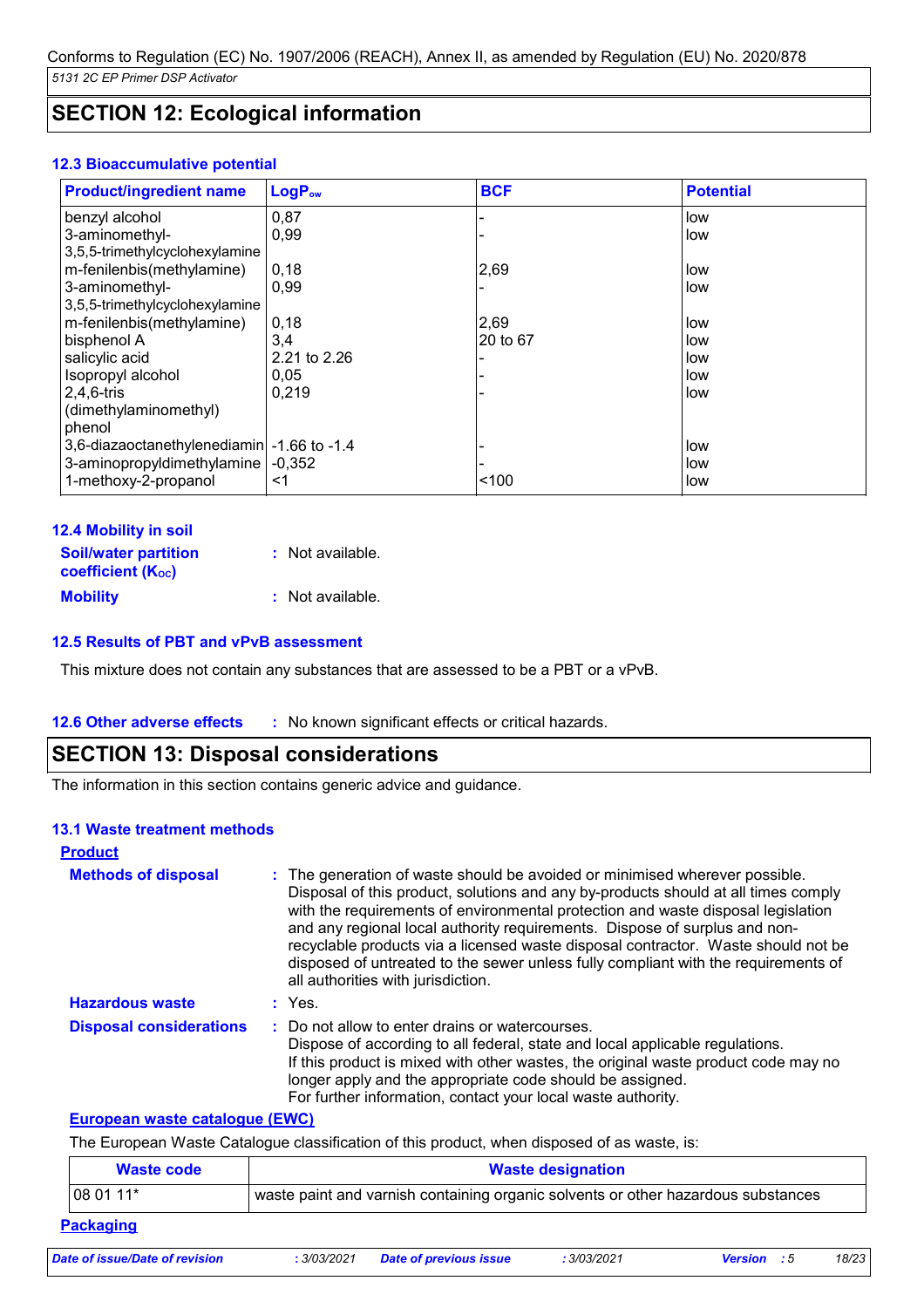## SECTION 12: Ecological information

### 12.3 Bioaccumulative potential

| Product/ingredient name | $LogP_{ow}$ | BCF | Potential |
|---|---|---|---|
| benzyl alcohol | 0,87 | - | low |
| 3-aminomethyl-3,5,5-trimethylcyclohexylamine | 0,99 | - | low |
| m-fenilenbis(methylamine) | 0,18 | 2,69 | low |
| 3-aminomethyl-3,5,5-trimethylcyclohexylamine | 0,99 | - | low |
| m-fenilenbis(methylamine) | 0,18 | 2,69 | low |
| bisphenol A | 3,4 | 20 to 67 | low |
| salicylic acid | 2.21 to 2.26 | - | low |
| Isopropyl alcohol | 0,05 | - | low |
| 2,4,6-tris (dimethylaminomethyl) phenol | 0,219 | - | low |
| 3,6-diazaoctanethylenediamin | -1.66 to -1.4 | - | low |
| 3-aminopropyldimethylamine | -0,352 | - | low |
| 1-methoxy-2-propanol | <1 | <100 | low |

### 12.4 Mobility in soil

**Soil/water partition coefficient ($K_{OC}$)** : Not available.

**Mobility** : Not available.

### 12.5 Results of PBT and vPvB assessment

This mixture does not contain any substances that are assessed to be a PBT or a vPvB.

### 12.6 Other adverse effects

: No known significant effects or critical hazards.

## SECTION 13: Disposal considerations

The information in this section contains generic advice and guidance.

### 13.1 Waste treatment methods

**Product**

**Methods of disposal** : The generation of waste should be avoided or minimised wherever possible. Disposal of this product, solutions and any by-products should at all times comply with the requirements of environmental protection and waste disposal legislation and any regional local authority requirements. Dispose of surplus and non-recyclable products via a licensed waste disposal contractor. Waste should not be disposed of untreated to the sewer unless fully compliant with the requirements of all authorities with jurisdiction.

**Hazardous waste** : Yes.

**Disposal considerations** : Do not allow to enter drains or watercourses.
Dispose of according to all federal, state and local applicable regulations.
If this product is mixed with other wastes, the original waste product code may no longer apply and the appropriate code should be assigned.
For further information, contact your local waste authority.

**European waste catalogue (EWC)**

The European Waste Catalogue classification of this product, when disposed of as waste, is:

| Waste code | Waste designation |
|---|---|
| 08 01 11* | waste paint and varnish containing organic solvents or other hazardous substances |

**Packaging**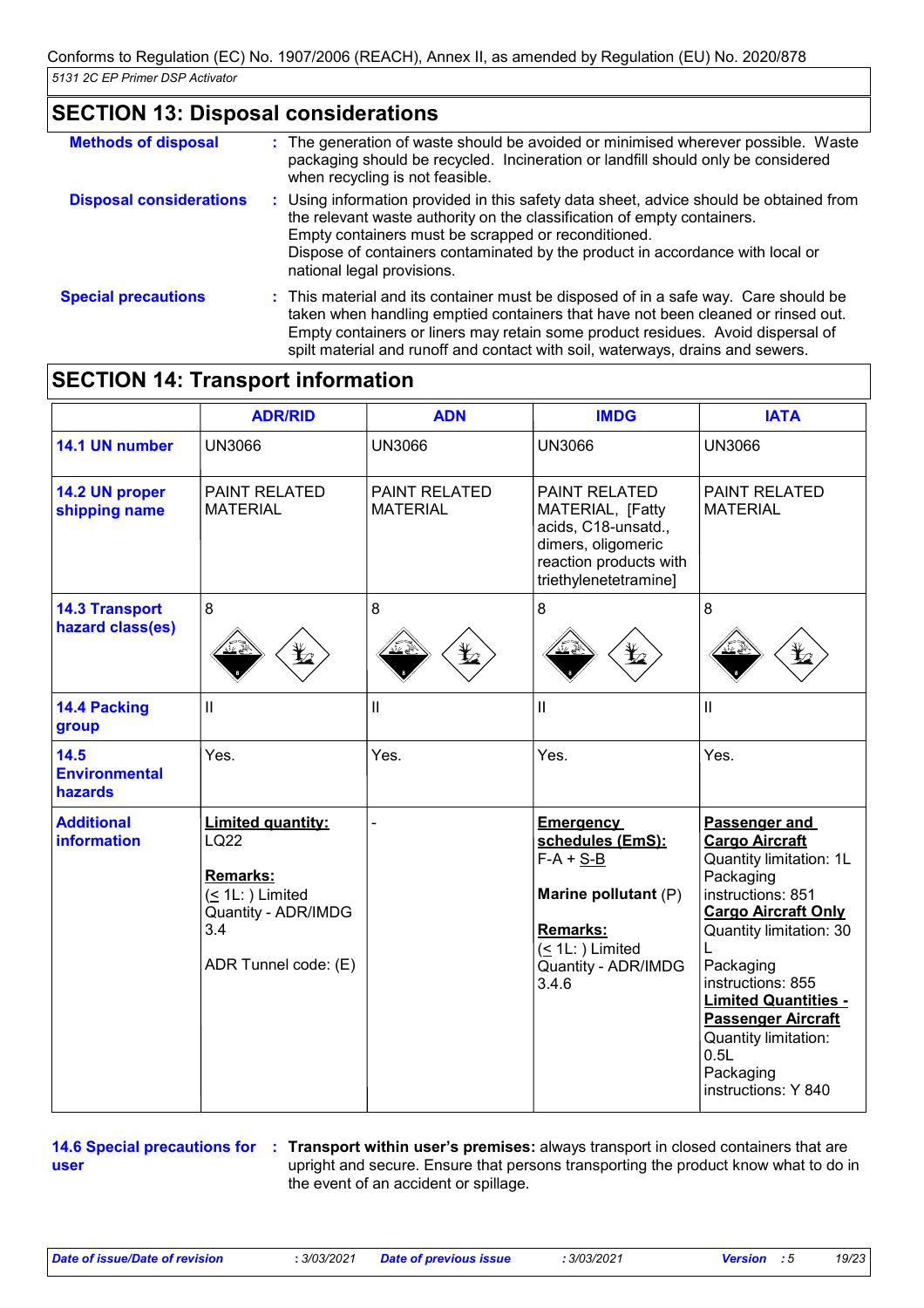Conforms to Regulation (EC) No. 1907/2006 (REACH), Annex II, as amended by Regulation (EU) No. 2020/878

*5131 2C EP Primer DSP Activator*

## SECTION 13: Disposal considerations

**Methods of disposal** : The generation of waste should be avoided or minimised wherever possible. Waste packaging should be recycled. Incineration or landfill should only be considered when recycling is not feasible.

**Disposal considerations** : Using information provided in this safety data sheet, advice should be obtained from the relevant waste authority on the classification of empty containers.
Empty containers must be scrapped or reconditioned.
Dispose of containers contaminated by the product in accordance with local or national legal provisions.

**Special precautions** : This material and its container must be disposed of in a safe way. Care should be taken when handling emptied containers that have not been cleaned or rinsed out. Empty containers or liners may retain some product residues. Avoid dispersal of spilt material and runoff and contact with soil, waterways, drains and sewers.

## SECTION 14: Transport information

| | ADR/RID | ADN | IMDG | IATA |
|---|---|---|---|---|
| **14.1 UN number** | UN3066 | UN3066 | UN3066 | UN3066 |
| **14.2 UN proper shipping name** | PAINT RELATED MATERIAL | PAINT RELATED MATERIAL | PAINT RELATED MATERIAL, [Fatty acids, C18-unsatd., dimers, oligomeric reaction products with triethylenetetramine] | PAINT RELATED MATERIAL |
| **14.3 Transport hazard class(es)** | 8 | 8 | 8 | 8 |
| **14.4 Packing group** | II | II | II | II |
| **14.5 Environmental hazards** | Yes. | Yes. | Yes. | Yes. |
| **Additional information** | **Limited quantity:** LQ22<br><br>**Remarks:** (≤ 1L: ) Limited Quantity - ADR/IMDG 3.4<br><br>ADR Tunnel code: (E) | - | **Emergency schedules (EmS):** F-A + S-B<br><br>**Marine pollutant** (P)<br><br>**Remarks:** (≤ 1L: ) Limited Quantity - ADR/IMDG 3.4.6 | **Passenger and Cargo Aircraft** Quantity limitation: 1L Packaging instructions: 851<br>**Cargo Aircraft Only** Quantity limitation: 30 L Packaging instructions: 855<br>**Limited Quantities - Passenger Aircraft** Quantity limitation: 0.5L Packaging instructions: Y 840 |

**14.6 Special precautions for user** : **Transport within user's premises:** always transport in closed containers that are upright and secure. Ensure that persons transporting the product know what to do in the event of an accident or spillage.

*Date of issue/Date of revision* : 3/03/2021 *Date of previous issue* : 3/03/2021 *Version* : 5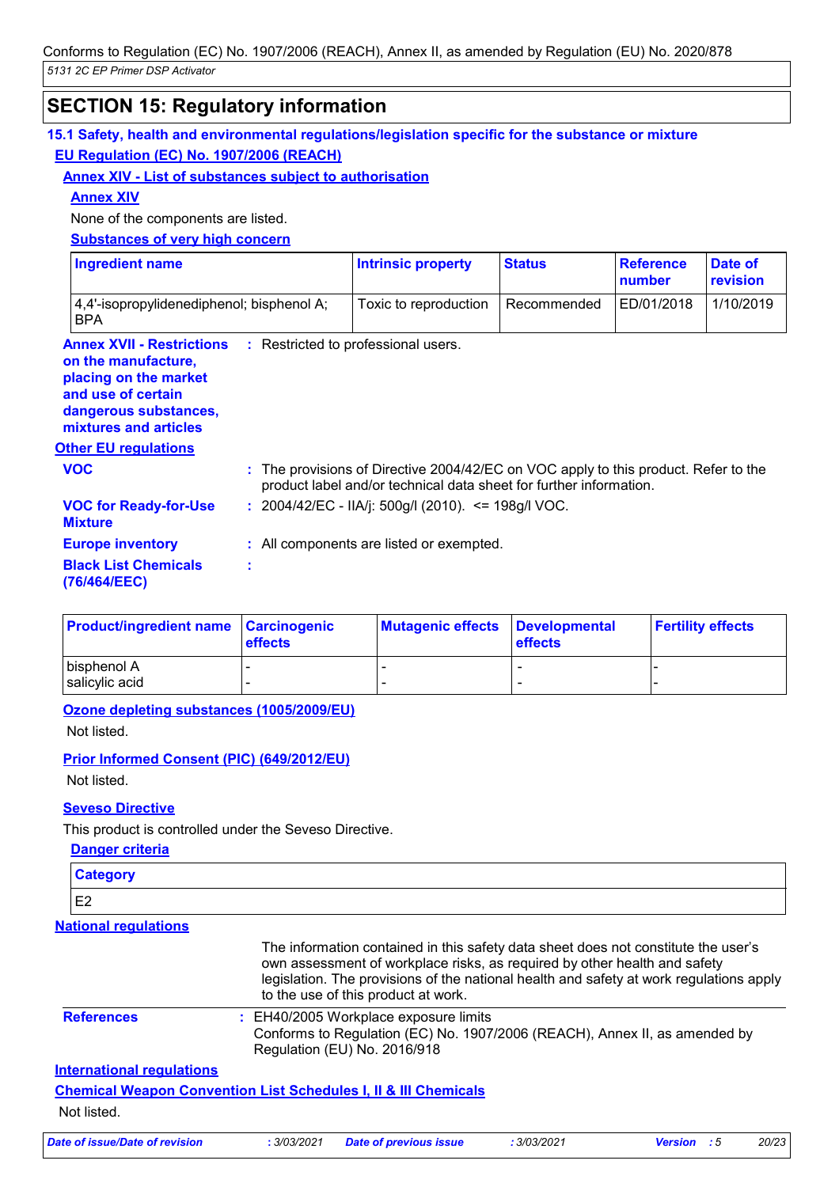## SECTION 15: Regulatory information

### 15.1 Safety, health and environmental regulations/legislation specific for the substance or mixture

**EU Regulation (EC) No. 1907/2006 (REACH)**

**Annex XIV - List of substances subject to authorisation**

**Annex XIV**

None of the components are listed.

**Substances of very high concern**

| Ingredient name | Intrinsic property | Status | Reference number | Date of revision |
|---|---|---|---|---|
| 4,4'-isopropylidenediphenol; bisphenol A; BPA | Toxic to reproduction | Recommended | ED/01/2018 | 1/10/2019 |

**Annex XVII - Restrictions on the manufacture, placing on the market and use of certain dangerous substances, mixtures and articles** : Restricted to professional users.

**Other EU regulations**

**VOC** : The provisions of Directive 2004/42/EC on VOC apply to this product. Refer to the product label and/or technical data sheet for further information.

**VOC for Ready-for-Use Mixture** : 2004/42/EC - IIA/j: 500g/l (2010). <= 198g/l VOC.

**Europe inventory** : All components are listed or exempted.

**Black List Chemicals (76/464/EEC)** :

| Product/ingredient name | Carcinogenic effects | Mutagenic effects | Developmental effects | Fertility effects |
|---|---|---|---|---|
| bisphenol A | - | - | - | - |
| salicylic acid | - | - | - | - |

**Ozone depleting substances (1005/2009/EU)**

Not listed.

**Prior Informed Consent (PIC) (649/2012/EU)**

Not listed.

**Seveso Directive**

This product is controlled under the Seveso Directive.

**Danger criteria**

| Category |
|---|
| E2 |

**National regulations**

The information contained in this safety data sheet does not constitute the user's own assessment of workplace risks, as required by other health and safety legislation. The provisions of the national health and safety at work regulations apply to the use of this product at work.

**References** : EH40/2005 Workplace exposure limits
Conforms to Regulation (EC) No. 1907/2006 (REACH), Annex II, as amended by Regulation (EU) No. 2016/918

**International regulations**

**Chemical Weapon Convention List Schedules I, II & III Chemicals**

Not listed.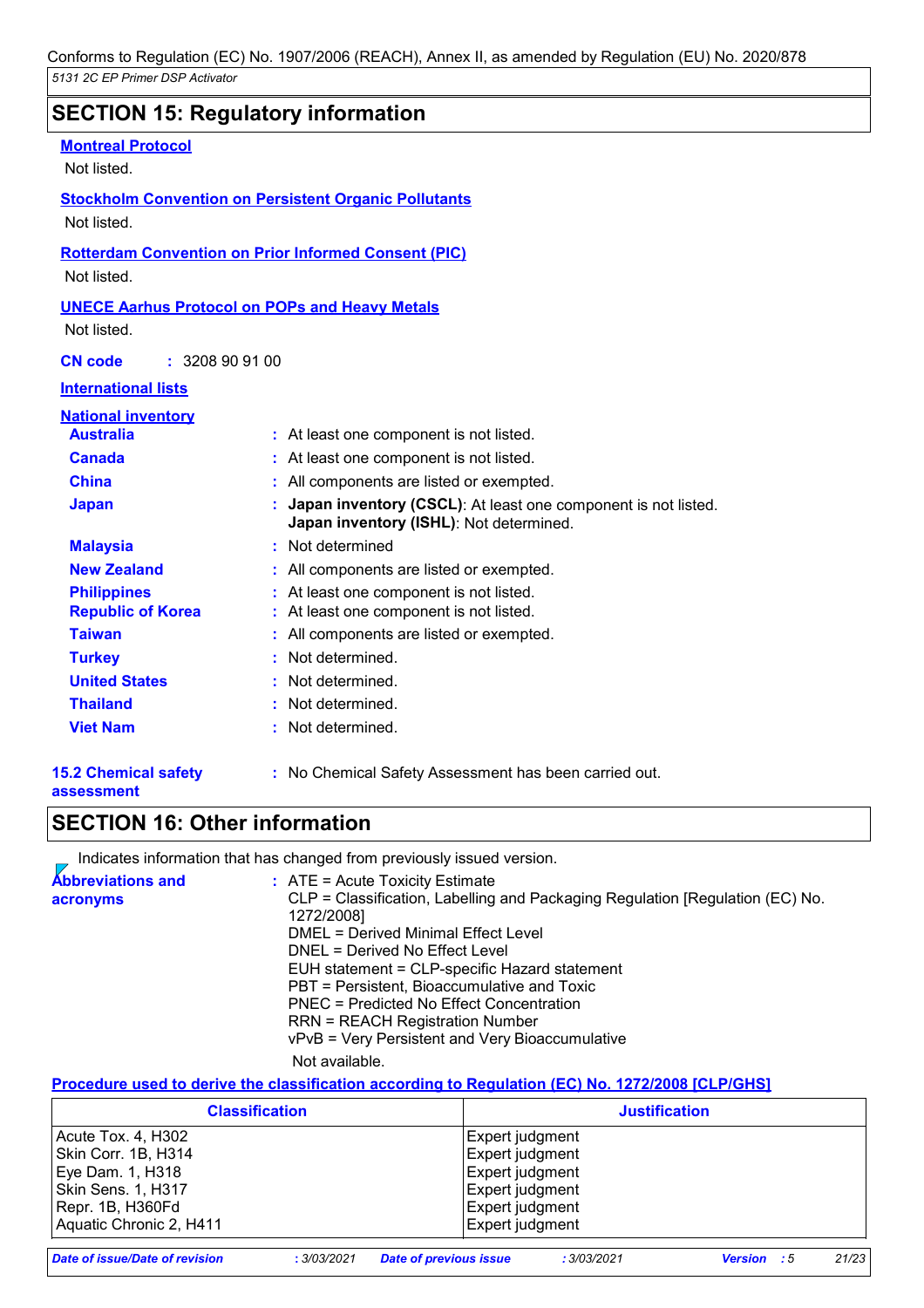Conforms to Regulation (EC) No. 1907/2006 (REACH), Annex II, as amended by Regulation (EU) No. 2020/878

*5131 2C EP Primer DSP Activator*

## SECTION 15: Regulatory information

**Montreal Protocol**

Not listed.

**Stockholm Convention on Persistent Organic Pollutants**

Not listed.

**Rotterdam Convention on Prior Informed Consent (PIC)**

Not listed.

**UNECE Aarhus Protocol on POPs and Heavy Metals**

Not listed.

**CN code** : 3208 90 91 00

**International lists**

**National inventory**

| | |
|---|---|
| **Australia** | : At least one component is not listed. |
| **Canada** | : At least one component is not listed. |
| **China** | : All components are listed or exempted. |
| **Japan** | : **Japan inventory (CSCL)**: At least one component is not listed. **Japan inventory (ISHL)**: Not determined. |
| **Malaysia** | : Not determined |
| **New Zealand** | : All components are listed or exempted. |
| **Philippines** | : At least one component is not listed. |
| **Republic of Korea** | : At least one component is not listed. |
| **Taiwan** | : All components are listed or exempted. |
| **Turkey** | : Not determined. |
| **United States** | : Not determined. |
| **Thailand** | : Not determined. |
| **Viet Nam** | : Not determined. |

**15.2 Chemical safety assessment** : No Chemical Safety Assessment has been carried out.

## SECTION 16: Other information

Indicates information that has changed from previously issued version.

**Abbreviations and acronyms** :
ATE = Acute Toxicity Estimate
CLP = Classification, Labelling and Packaging Regulation [Regulation (EC) No. 1272/2008]
DMEL = Derived Minimal Effect Level
DNEL = Derived No Effect Level
EUH statement = CLP-specific Hazard statement
PBT = Persistent, Bioaccumulative and Toxic
PNEC = Predicted No Effect Concentration
RRN = REACH Registration Number
vPvB = Very Persistent and Very Bioaccumulative

Not available.

**Procedure used to derive the classification according to Regulation (EC) No. 1272/2008 [CLP/GHS]**

| Classification | Justification |
|---|---|
| Acute Tox. 4, H302 | Expert judgment |
| Skin Corr. 1B, H314 | Expert judgment |
| Eye Dam. 1, H318 | Expert judgment |
| Skin Sens. 1, H317 | Expert judgment |
| Repr. 1B, H360Fd | Expert judgment |
| Aquatic Chronic 2, H411 | Expert judgment |

*Date of issue/Date of revision* : 3/03/2021 *Date of previous issue* : 3/03/2021 *Version* : 5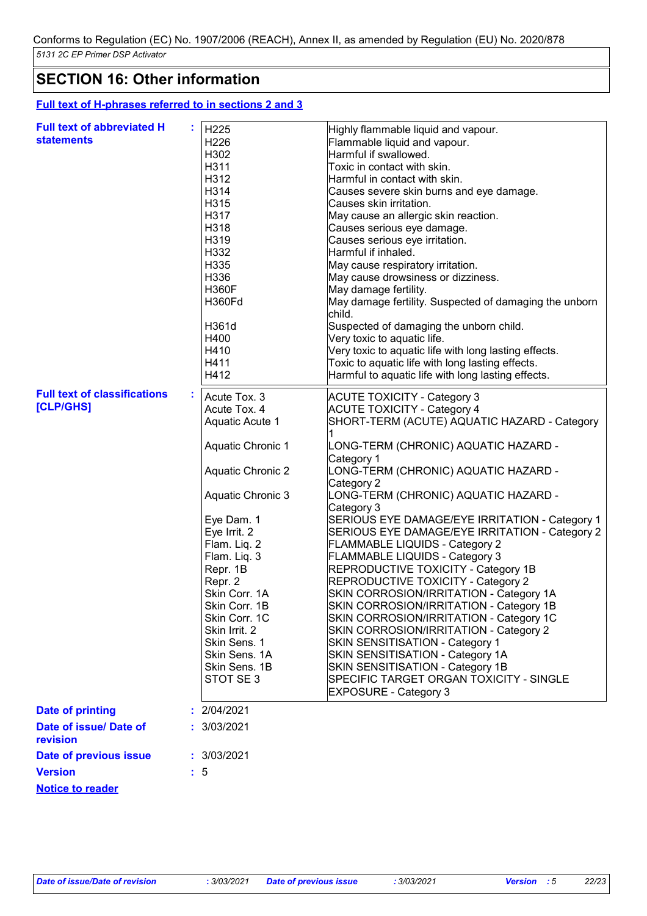## SECTION 16: Other information

**Full text of H-phrases referred to in sections 2 and 3**

**Full text of abbreviated H statements** :

| | |
|---|---|
| H225 | Highly flammable liquid and vapour. |
| H226 | Flammable liquid and vapour. |
| H302 | Harmful if swallowed. |
| H311 | Toxic in contact with skin. |
| H312 | Harmful in contact with skin. |
| H314 | Causes severe skin burns and eye damage. |
| H315 | Causes skin irritation. |
| H317 | May cause an allergic skin reaction. |
| H318 | Causes serious eye damage. |
| H319 | Causes serious eye irritation. |
| H332 | Harmful if inhaled. |
| H335 | May cause respiratory irritation. |
| H336 | May cause drowsiness or dizziness. |
| H360F | May damage fertility. |
| H360Fd | May damage fertility. Suspected of damaging the unborn child. |
| H361d | Suspected of damaging the unborn child. |
| H400 | Very toxic to aquatic life. |
| H410 | Very toxic to aquatic life with long lasting effects. |
| H411 | Toxic to aquatic life with long lasting effects. |
| H412 | Harmful to aquatic life with long lasting effects. |

**Full text of classifications [CLP/GHS]** :

| | |
|---|---|
| Acute Tox. 3 | ACUTE TOXICITY - Category 3 |
| Acute Tox. 4 | ACUTE TOXICITY - Category 4 |
| Aquatic Acute 1 | SHORT-TERM (ACUTE) AQUATIC HAZARD - Category 1 |
| Aquatic Chronic 1 | LONG-TERM (CHRONIC) AQUATIC HAZARD - Category 1 |
| Aquatic Chronic 2 | LONG-TERM (CHRONIC) AQUATIC HAZARD - Category 2 |
| Aquatic Chronic 3 | LONG-TERM (CHRONIC) AQUATIC HAZARD - Category 3 |
| Eye Dam. 1 | SERIOUS EYE DAMAGE/EYE IRRITATION - Category 1 |
| Eye Irrit. 2 | SERIOUS EYE DAMAGE/EYE IRRITATION - Category 2 |
| Flam. Liq. 2 | FLAMMABLE LIQUIDS - Category 2 |
| Flam. Liq. 3 | FLAMMABLE LIQUIDS - Category 3 |
| Repr. 1B | REPRODUCTIVE TOXICITY - Category 1B |
| Repr. 2 | REPRODUCTIVE TOXICITY - Category 2 |
| Skin Corr. 1A | SKIN CORROSION/IRRITATION - Category 1A |
| Skin Corr. 1B | SKIN CORROSION/IRRITATION - Category 1B |
| Skin Corr. 1C | SKIN CORROSION/IRRITATION - Category 1C |
| Skin Irrit. 2 | SKIN CORROSION/IRRITATION - Category 2 |
| Skin Sens. 1 | SKIN SENSITISATION - Category 1 |
| Skin Sens. 1A | SKIN SENSITISATION - Category 1A |
| Skin Sens. 1B | SKIN SENSITISATION - Category 1B |
| STOT SE 3 | SPECIFIC TARGET ORGAN TOXICITY - SINGLE EXPOSURE - Category 3 |

**Date of printing** : 2/04/2021

**Date of issue/ Date of revision** : 3/03/2021

**Date of previous issue** : 3/03/2021

**Version** : 5

**Notice to reader**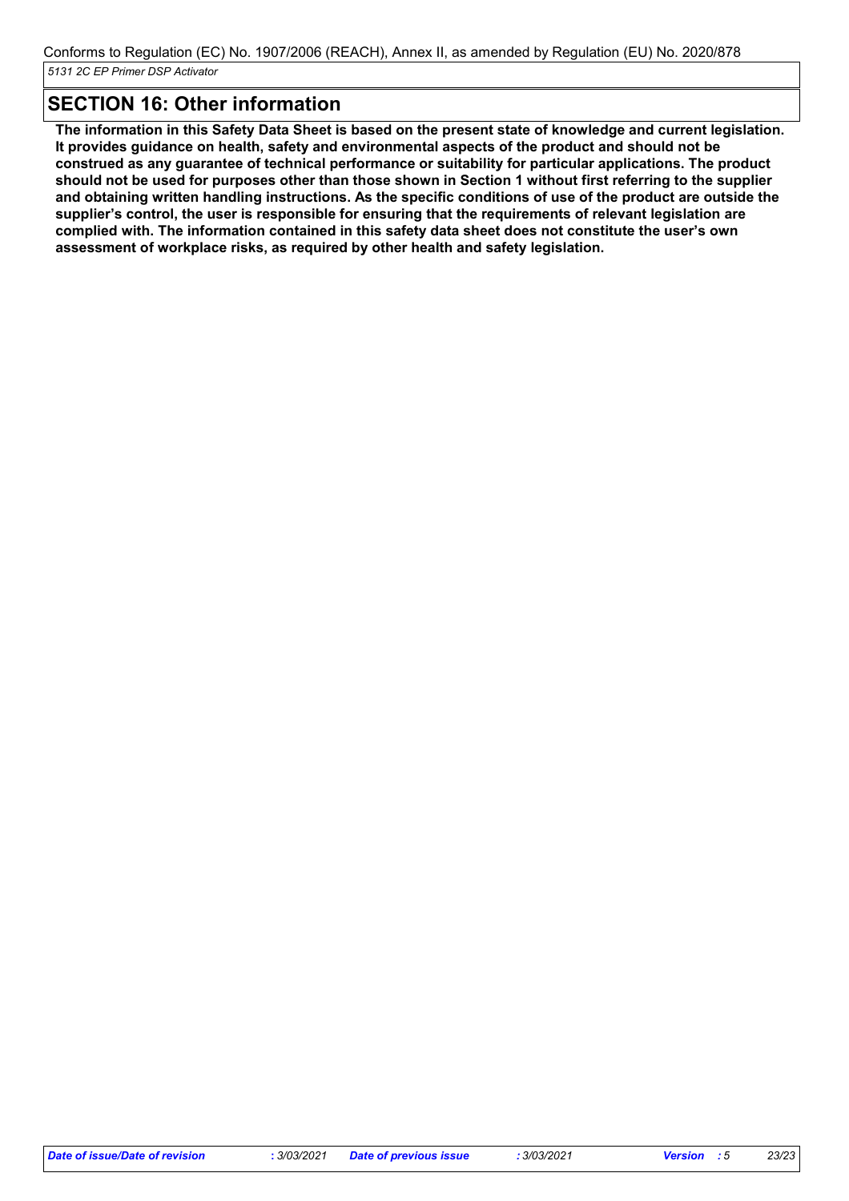## SECTION 16: Other information

**The information in this Safety Data Sheet is based on the present state of knowledge and current legislation. It provides guidance on health, safety and environmental aspects of the product and should not be construed as any guarantee of technical performance or suitability for particular applications. The product should not be used for purposes other than those shown in Section 1 without first referring to the supplier and obtaining written handling instructions. As the specific conditions of use of the product are outside the supplier's control, the user is responsible for ensuring that the requirements of relevant legislation are complied with. The information contained in this safety data sheet does not constitute the user's own assessment of workplace risks, as required by other health and safety legislation.**